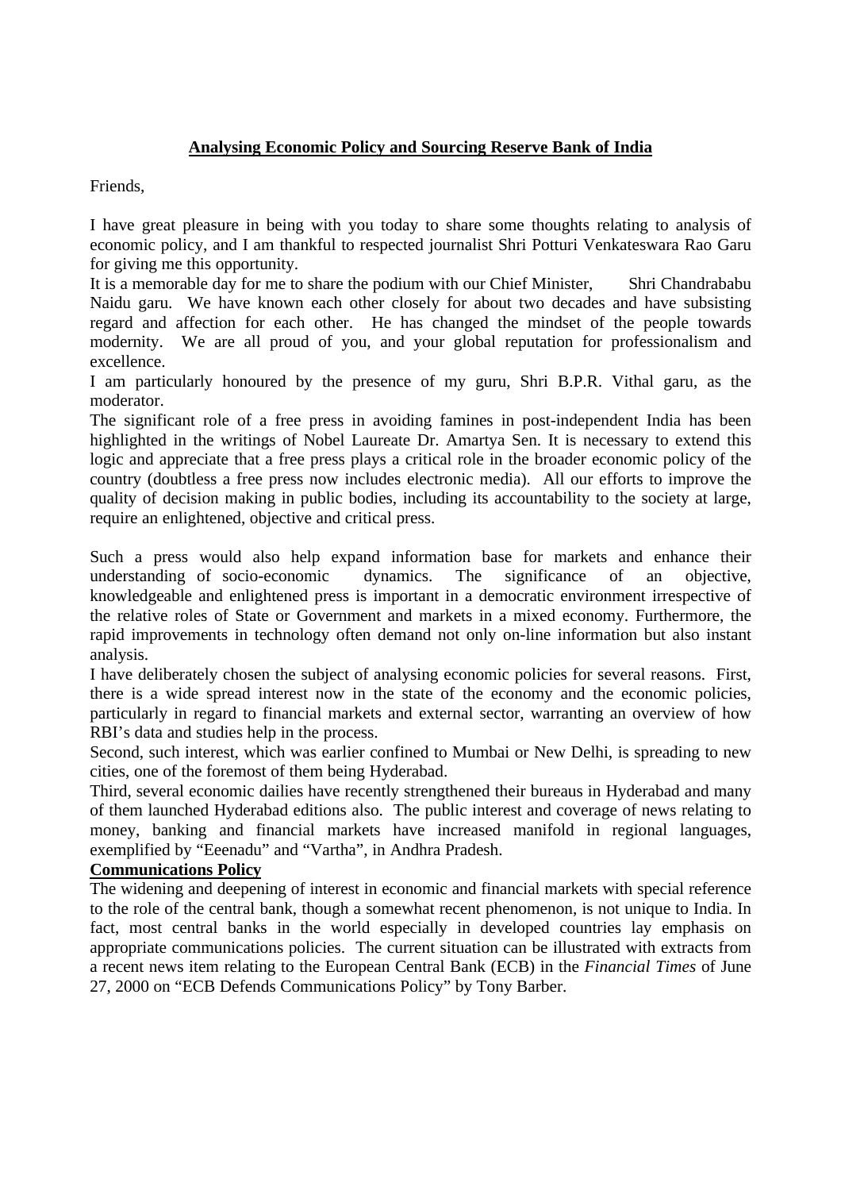# Analysing Economic Policy and Sourcing Reserve Bank of India

Friends,

I have great pleasure in being with you today to share some thoughts relating to analysis of economic policy, and I am thankful to respected journalist Shri Potturi Venkateswara Rao Garu for giving me this opportunity.

It is a memorable day for me to share the podium with our Chief Minister, Shri Chandrababu Naidu garu. We have known each other closely for about two decades and have subsisting regard and affection for each other. He has changed the mindset of the people towards modernity. We are all proud of you, and your global reputation for professionalism and excellence.

I am particularly honoured by the presence of my guru, Shri B.P.R. Vithal garu, as the moderator.

The significant role of a free press in avoiding famines in post-independent India has been highlighted in the writings of Nobel Laureate Dr. Amartya Sen. It is necessary to extend this logic and appreciate that a free press plays a critical role in the broader economic policy of the country (doubtless a free press now includes electronic media). All our efforts to improve the quality of decision making in public bodies, including its accountability to the society at large, require an enlightened, objective and critical press.

Such a press would also help expand information base for markets and enhance their understanding of socio-economic dynamics. The significance of an objective, knowledgeable and enlightened press is important in a democratic environment irrespective of the relative roles of State or Government and markets in a mixed economy. Furthermore, the rapid improvements in technology often demand not only on-line information but also instant analysis.

I have deliberately chosen the subject of analysing economic policies for several reasons. First, there is a wide spread interest now in the state of the economy and the economic policies, particularly in regard to financial markets and external sector, warranting an overview of how RBI's data and studies help in the process.

Second, such interest, which was earlier confined to Mumbai or New Delhi, is spreading to new cities, one of the foremost of them being Hyderabad.

Third, several economic dailies have recently strengthened their bureaus in Hyderabad and many of them launched Hyderabad editions also. The public interest and coverage of news relating to money, banking and financial markets have increased manifold in regional languages, exemplified by "Eeenadu" and "Vartha", in Andhra Pradesh.

## Communications Policy

The widening and deepening of interest in economic and financial markets with special reference to the role of the central bank, though a somewhat recent phenomenon, is not unique to India. In fact, most central banks in the world especially in developed countries lay emphasis on appropriate communications policies. The current situation can be illustrated with extracts from a recent news item relating to the European Central Bank (ECB) in the *Financial Times* of June 27, 2000 on "ECB Defends Communications Policy" by Tony Barber.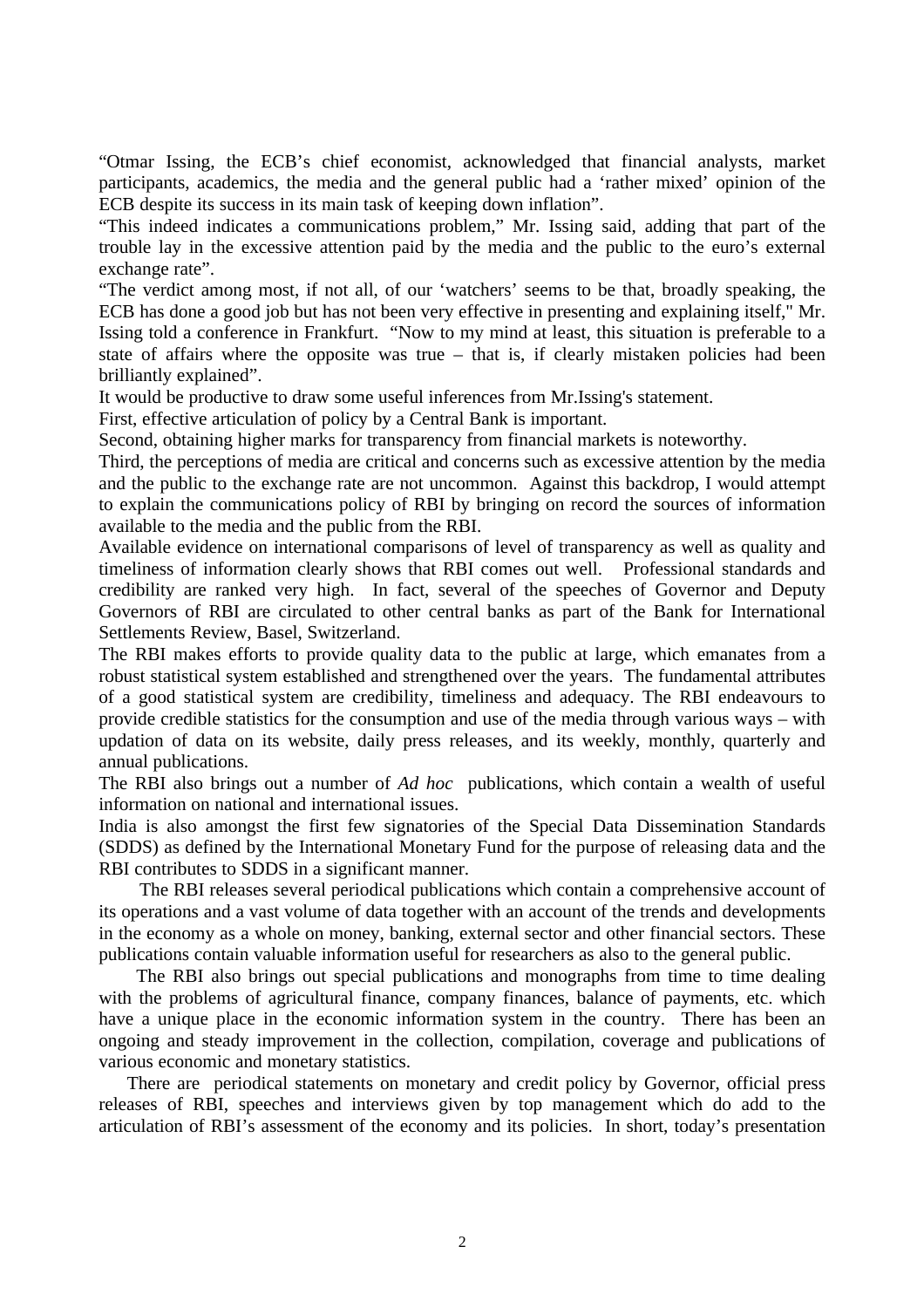"Otmar Issing, the ECB's chief economist, acknowledged that financial analysts, market participants, academics, the media and the general public had a 'rather mixed' opinion of the ECB despite its success in its main task of keeping down inflation".

"This indeed indicates a communications problem," Mr. Issing said, adding that part of the trouble lay in the excessive attention paid by the media and the public to the euro's external exchange rate".

"The verdict among most, if not all, of our 'watchers' seems to be that, broadly speaking, the ECB has done a good job but has not been very effective in presenting and explaining itself," Mr. Issing told a conference in Frankfurt. "Now to my mind at least, this situation is preferable to a state of affairs where the opposite was true – that is, if clearly mistaken policies had been brilliantly explained".

It would be productive to draw some useful inferences from Mr.Issing's statement.

First, effective articulation of policy by a Central Bank is important.

Second, obtaining higher marks for transparency from financial markets is noteworthy.

Third, the perceptions of media are critical and concerns such as excessive attention by the media and the public to the exchange rate are not uncommon. Against this backdrop, I would attempt to explain the communications policy of RBI by bringing on record the sources of information available to the media and the public from the RBI.

Available evidence on international comparisons of level of transparency as well as quality and timeliness of information clearly shows that RBI comes out well. Professional standards and credibility are ranked very high. In fact, several of the speeches of Governor and Deputy Governors of RBI are circulated to other central banks as part of the Bank for International Settlements Review, Basel, Switzerland.

The RBI makes efforts to provide quality data to the public at large, which emanates from a robust statistical system established and strengthened over the years. The fundamental attributes of a good statistical system are credibility, timeliness and adequacy. The RBI endeavours to provide credible statistics for the consumption and use of the media through various ways – with updation of data on its website, daily press releases, and its weekly, monthly, quarterly and annual publications.

The RBI also brings out a number of *Ad hoc* publications, which contain a wealth of useful information on national and international issues.

India is also amongst the first few signatories of the Special Data Dissemination Standards (SDDS) as defined by the International Monetary Fund for the purpose of releasing data and the RBI contributes to SDDS in a significant manner.

The RBI releases several periodical publications which contain a comprehensive account of its operations and a vast volume of data together with an account of the trends and developments in the economy as a whole on money, banking, external sector and other financial sectors. These publications contain valuable information useful for researchers as also to the general public.

The RBI also brings out special publications and monographs from time to time dealing with the problems of agricultural finance, company finances, balance of payments, etc. which have a unique place in the economic information system in the country. There has been an ongoing and steady improvement in the collection, compilation, coverage and publications of various economic and monetary statistics.

There are periodical statements on monetary and credit policy by Governor, official press releases of RBI, speeches and interviews given by top management which do add to the articulation of RBI's assessment of the economy and its policies. In short, today's presentation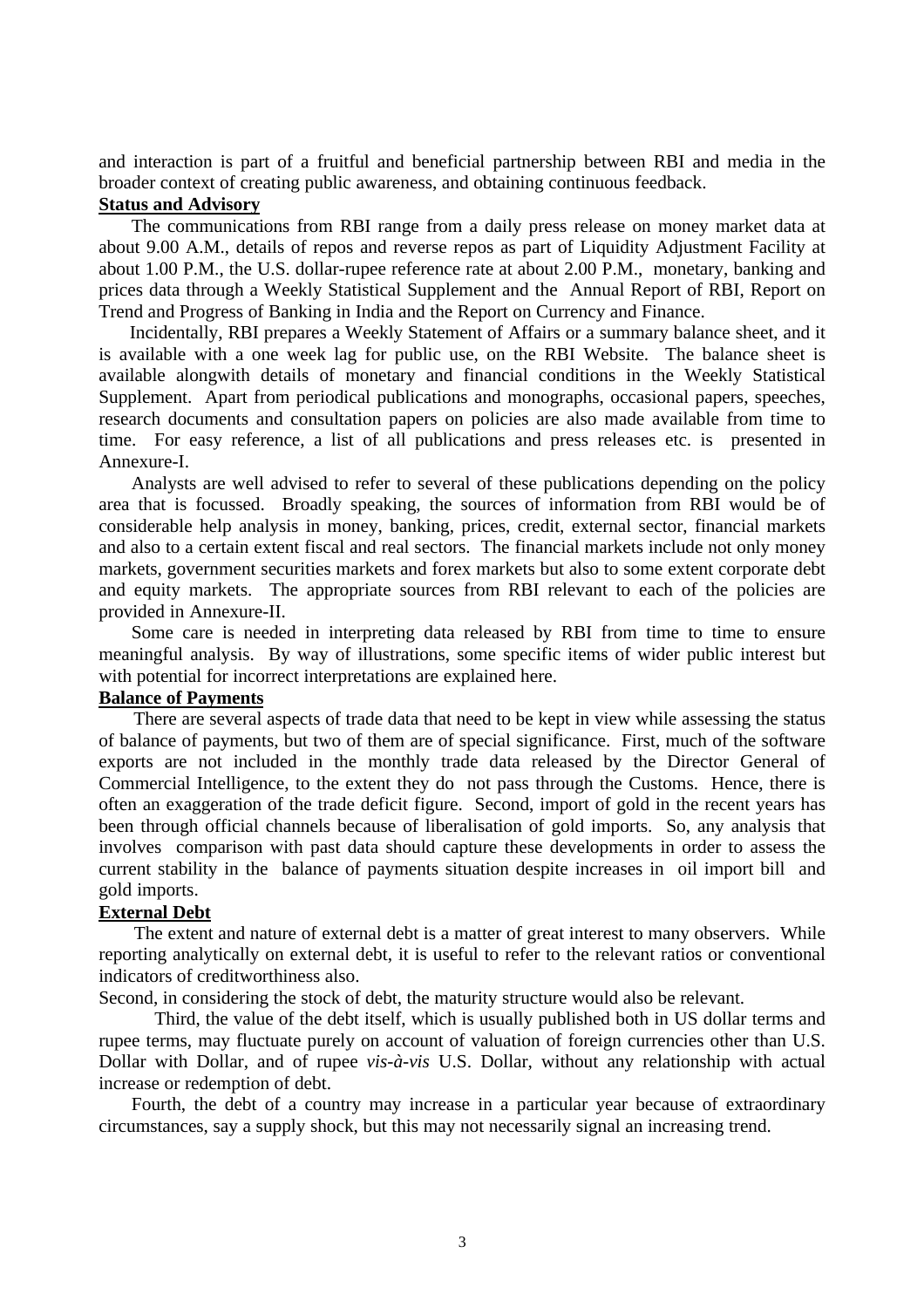and interaction is part of a fruitful and beneficial partnership between RBI and media in the broader context of creating public awareness, and obtaining continuous feedback.

**Status and Advisory**

The communications from RBI range from a daily press release on money market data at about 9.00 A.M., details of repos and reverse repos as part of Liquidity Adjustment Facility at about 1.00 P.M., the U.S. dollar-rupee reference rate at about 2.00 P.M., monetary, banking and prices data through a Weekly Statistical Supplement and the Annual Report of RBI, Report on Trend and Progress of Banking in India and the Report on Currency and Finance.

Incidentally, RBI prepares a Weekly Statement of Affairs or a summary balance sheet, and it is available with a one week lag for public use, on the RBI Website. The balance sheet is available alongwith details of monetary and financial conditions in the Weekly Statistical Supplement. Apart from periodical publications and monographs, occasional papers, speeches, research documents and consultation papers on policies are also made available from time to time. For easy reference, a list of all publications and press releases etc. is presented in Annexure-I.

Analysts are well advised to refer to several of these publications depending on the policy area that is focussed. Broadly speaking, the sources of information from RBI would be of considerable help analysis in money, banking, prices, credit, external sector, financial markets and also to a certain extent fiscal and real sectors. The financial markets include not only money markets, government securities markets and forex markets but also to some extent corporate debt and equity markets. The appropriate sources from RBI relevant to each of the policies are provided in Annexure-II.

Some care is needed in interpreting data released by RBI from time to time to ensure meaningful analysis. By way of illustrations, some specific items of wider public interest but with potential for incorrect interpretations are explained here.

**Balance of Payments**

There are several aspects of trade data that need to be kept in view while assessing the status of balance of payments, but two of them are of special significance. First, much of the software exports are not included in the monthly trade data released by the Director General of Commercial Intelligence, to the extent they do not pass through the Customs. Hence, there is often an exaggeration of the trade deficit figure. Second, import of gold in the recent years has been through official channels because of liberalisation of gold imports. So, any analysis that involves comparison with past data should capture these developments in order to assess the current stability in the balance of payments situation despite increases in oil import bill and gold imports.

**External Debt**

The extent and nature of external debt is a matter of great interest to many observers. While reporting analytically on external debt, it is useful to refer to the relevant ratios or conventional indicators of creditworthiness also.

Second, in considering the stock of debt, the maturity structure would also be relevant.

Third, the value of the debt itself, which is usually published both in US dollar terms and rupee terms, may fluctuate purely on account of valuation of foreign currencies other than U.S. Dollar with Dollar, and of rupee *vis-à-vis* U.S. Dollar, without any relationship with actual increase or redemption of debt.

Fourth, the debt of a country may increase in a particular year because of extraordinary circumstances, say a supply shock, but this may not necessarily signal an increasing trend.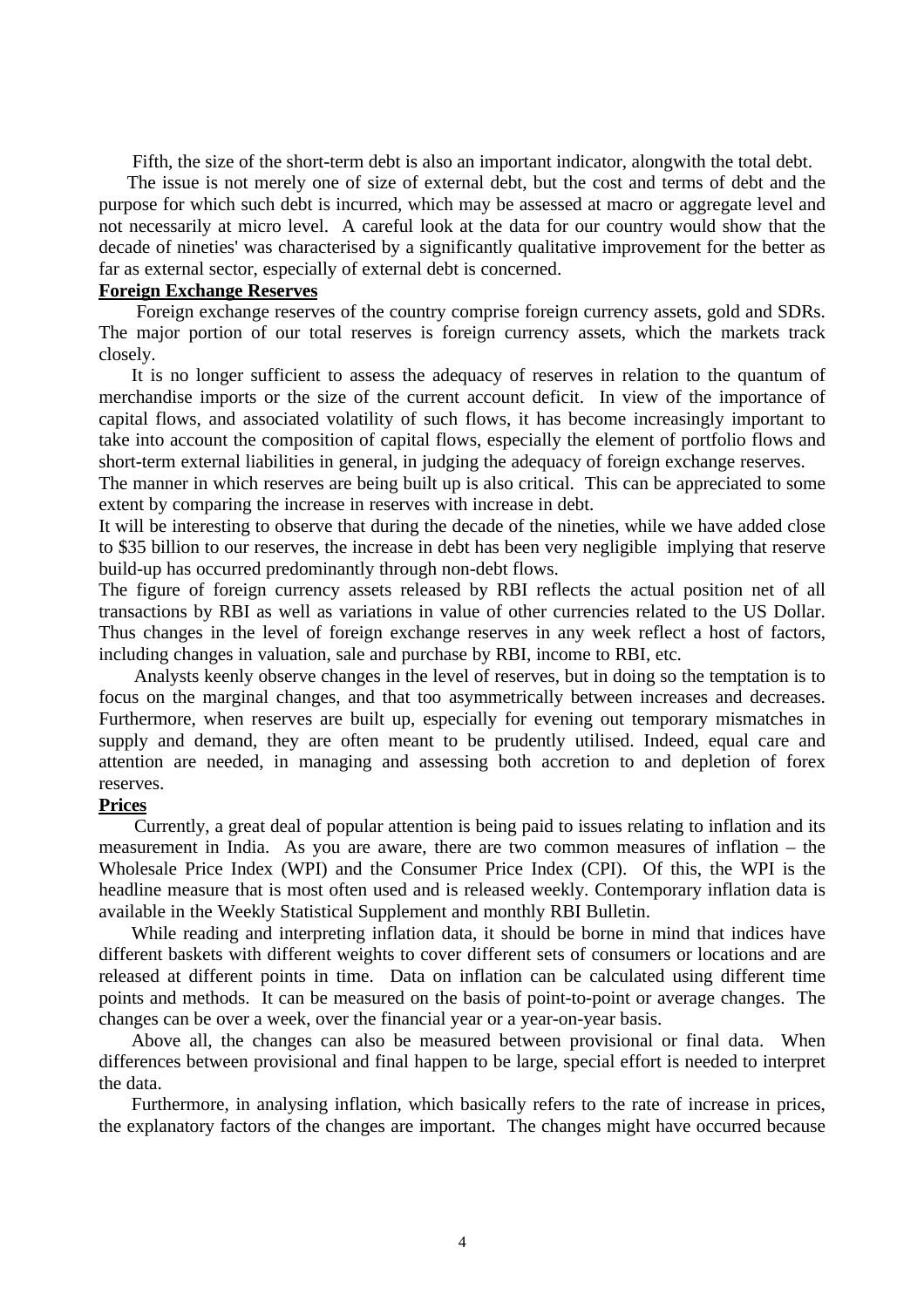Fifth, the size of the short-term debt is also an important indicator, alongwith the total debt.

The issue is not merely one of size of external debt, but the cost and terms of debt and the purpose for which such debt is incurred, which may be assessed at macro or aggregate level and not necessarily at micro level. A careful look at the data for our country would show that the decade of nineties' was characterised by a significantly qualitative improvement for the better as far as external sector, especially of external debt is concerned.

**Foreign Exchange Reserves**

Foreign exchange reserves of the country comprise foreign currency assets, gold and SDRs. The major portion of our total reserves is foreign currency assets, which the markets track closely.

It is no longer sufficient to assess the adequacy of reserves in relation to the quantum of merchandise imports or the size of the current account deficit. In view of the importance of capital flows, and associated volatility of such flows, it has become increasingly important to take into account the composition of capital flows, especially the element of portfolio flows and short-term external liabilities in general, in judging the adequacy of foreign exchange reserves.

The manner in which reserves are being built up is also critical. This can be appreciated to some extent by comparing the increase in reserves with increase in debt.

It will be interesting to observe that during the decade of the nineties, while we have added close to $35 billion to our reserves, the increase in debt has been very negligible implying that reserve build-up has occurred predominantly through non-debt flows.

The figure of foreign currency assets released by RBI reflects the actual position net of all transactions by RBI as well as variations in value of other currencies related to the US Dollar. Thus changes in the level of foreign exchange reserves in any week reflect a host of factors, including changes in valuation, sale and purchase by RBI, income to RBI, etc.

Analysts keenly observe changes in the level of reserves, but in doing so the temptation is to focus on the marginal changes, and that too asymmetrically between increases and decreases. Furthermore, when reserves are built up, especially for evening out temporary mismatches in supply and demand, they are often meant to be prudently utilised. Indeed, equal care and attention are needed, in managing and assessing both accretion to and depletion of forex reserves.

**Prices**

Currently, a great deal of popular attention is being paid to issues relating to inflation and its measurement in India. As you are aware, there are two common measures of inflation – the Wholesale Price Index (WPI) and the Consumer Price Index (CPI). Of this, the WPI is the headline measure that is most often used and is released weekly. Contemporary inflation data is available in the Weekly Statistical Supplement and monthly RBI Bulletin.

While reading and interpreting inflation data, it should be borne in mind that indices have different baskets with different weights to cover different sets of consumers or locations and are released at different points in time. Data on inflation can be calculated using different time points and methods. It can be measured on the basis of point-to-point or average changes. The changes can be over a week, over the financial year or a year-on-year basis.

Above all, the changes can also be measured between provisional or final data. When differences between provisional and final happen to be large, special effort is needed to interpret the data.

Furthermore, in analysing inflation, which basically refers to the rate of increase in prices, the explanatory factors of the changes are important. The changes might have occurred because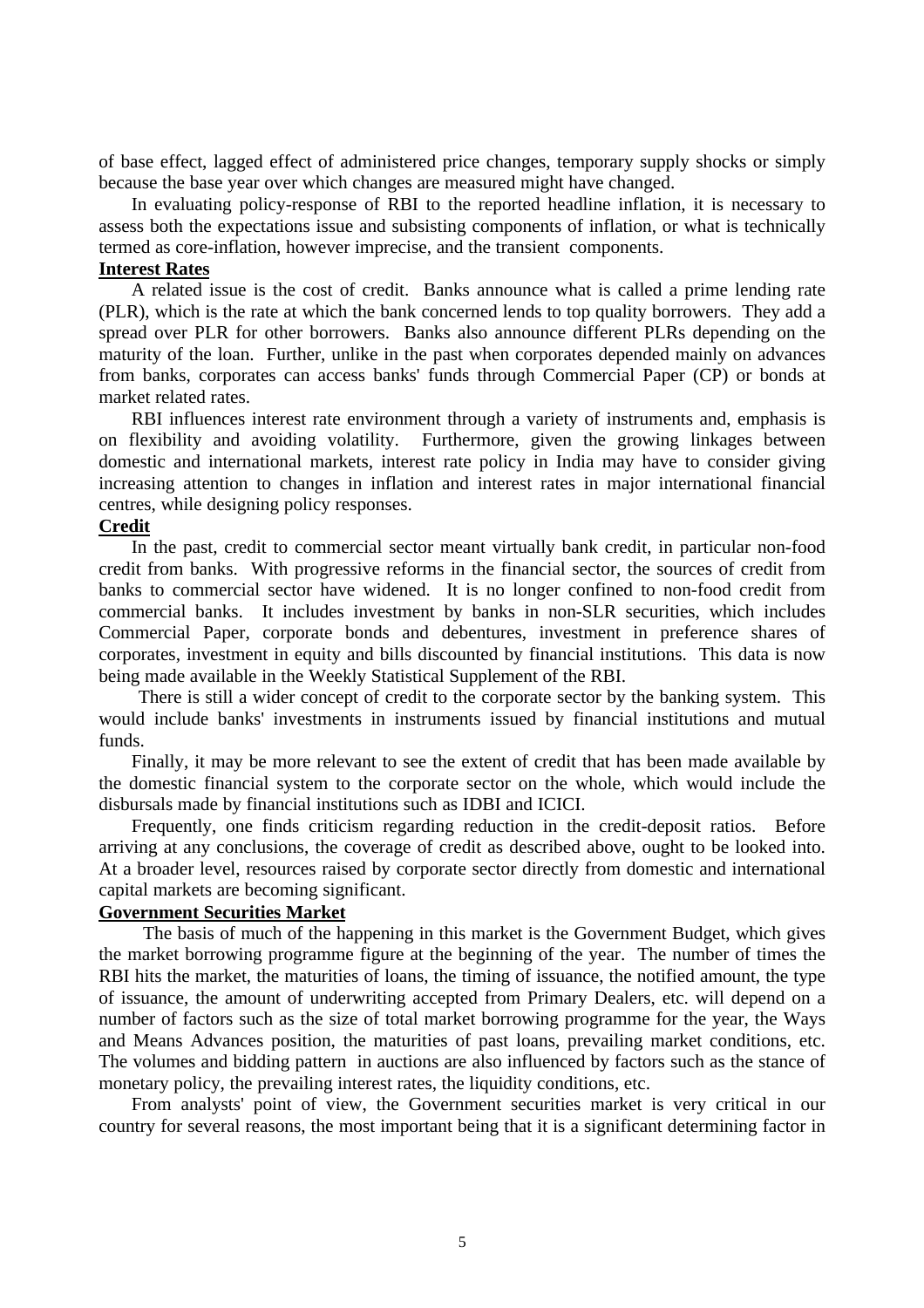of base effect, lagged effect of administered price changes, temporary supply shocks or simply because the base year over which changes are measured might have changed.

In evaluating policy-response of RBI to the reported headline inflation, it is necessary to assess both the expectations issue and subsisting components of inflation, or what is technically termed as core-inflation, however imprecise, and the transient components.

## Interest Rates

A related issue is the cost of credit. Banks announce what is called a prime lending rate (PLR), which is the rate at which the bank concerned lends to top quality borrowers. They add a spread over PLR for other borrowers. Banks also announce different PLRs depending on the maturity of the loan. Further, unlike in the past when corporates depended mainly on advances from banks, corporates can access banks' funds through Commercial Paper (CP) or bonds at market related rates.

RBI influences interest rate environment through a variety of instruments and, emphasis is on flexibility and avoiding volatility. Furthermore, given the growing linkages between domestic and international markets, interest rate policy in India may have to consider giving increasing attention to changes in inflation and interest rates in major international financial centres, while designing policy responses.

## Credit

In the past, credit to commercial sector meant virtually bank credit, in particular non-food credit from banks. With progressive reforms in the financial sector, the sources of credit from banks to commercial sector have widened. It is no longer confined to non-food credit from commercial banks. It includes investment by banks in non-SLR securities, which includes Commercial Paper, corporate bonds and debentures, investment in preference shares of corporates, investment in equity and bills discounted by financial institutions. This data is now being made available in the Weekly Statistical Supplement of the RBI.

There is still a wider concept of credit to the corporate sector by the banking system. This would include banks' investments in instruments issued by financial institutions and mutual funds.

Finally, it may be more relevant to see the extent of credit that has been made available by the domestic financial system to the corporate sector on the whole, which would include the disbursals made by financial institutions such as IDBI and ICICI.

Frequently, one finds criticism regarding reduction in the credit-deposit ratios. Before arriving at any conclusions, the coverage of credit as described above, ought to be looked into. At a broader level, resources raised by corporate sector directly from domestic and international capital markets are becoming significant.

## Government Securities Market

The basis of much of the happening in this market is the Government Budget, which gives the market borrowing programme figure at the beginning of the year. The number of times the RBI hits the market, the maturities of loans, the timing of issuance, the notified amount, the type of issuance, the amount of underwriting accepted from Primary Dealers, etc. will depend on a number of factors such as the size of total market borrowing programme for the year, the Ways and Means Advances position, the maturities of past loans, prevailing market conditions, etc. The volumes and bidding pattern in auctions are also influenced by factors such as the stance of monetary policy, the prevailing interest rates, the liquidity conditions, etc.

From analysts' point of view, the Government securities market is very critical in our country for several reasons, the most important being that it is a significant determining factor in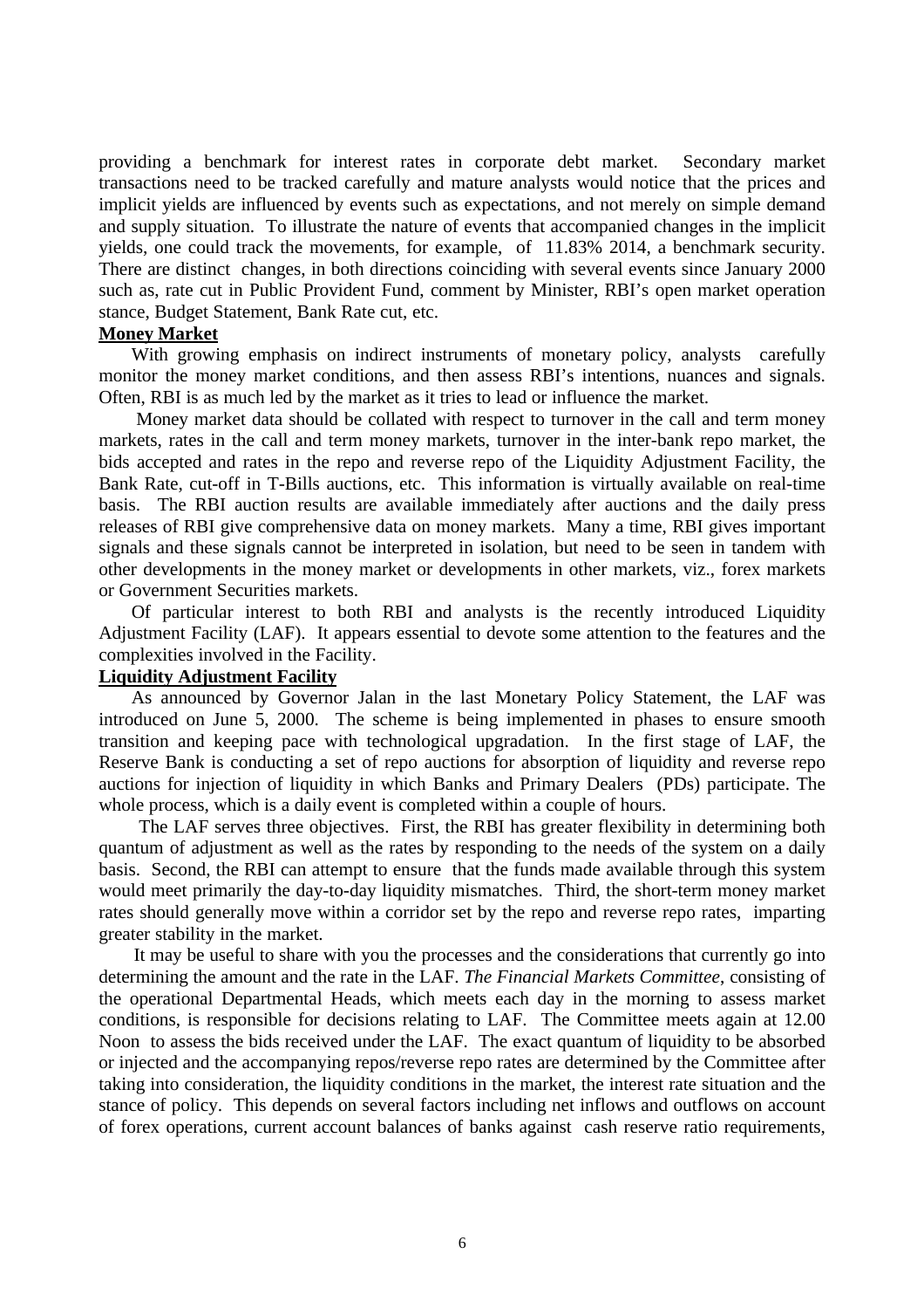providing a benchmark for interest rates in corporate debt market. Secondary market transactions need to be tracked carefully and mature analysts would notice that the prices and implicit yields are influenced by events such as expectations, and not merely on simple demand and supply situation. To illustrate the nature of events that accompanied changes in the implicit yields, one could track the movements, for example, of 11.83% 2014, a benchmark security. There are distinct changes, in both directions coinciding with several events since January 2000 such as, rate cut in Public Provident Fund, comment by Minister, RBI's open market operation stance, Budget Statement, Bank Rate cut, etc.

**Money Market**

With growing emphasis on indirect instruments of monetary policy, analysts carefully monitor the money market conditions, and then assess RBI's intentions, nuances and signals. Often, RBI is as much led by the market as it tries to lead or influence the market.

Money market data should be collated with respect to turnover in the call and term money markets, rates in the call and term money markets, turnover in the inter-bank repo market, the bids accepted and rates in the repo and reverse repo of the Liquidity Adjustment Facility, the Bank Rate, cut-off in T-Bills auctions, etc. This information is virtually available on real-time basis. The RBI auction results are available immediately after auctions and the daily press releases of RBI give comprehensive data on money markets. Many a time, RBI gives important signals and these signals cannot be interpreted in isolation, but need to be seen in tandem with other developments in the money market or developments in other markets, viz., forex markets or Government Securities markets.

Of particular interest to both RBI and analysts is the recently introduced Liquidity Adjustment Facility (LAF). It appears essential to devote some attention to the features and the complexities involved in the Facility.

**Liquidity Adjustment Facility**

As announced by Governor Jalan in the last Monetary Policy Statement, the LAF was introduced on June 5, 2000. The scheme is being implemented in phases to ensure smooth transition and keeping pace with technological upgradation. In the first stage of LAF, the Reserve Bank is conducting a set of repo auctions for absorption of liquidity and reverse repo auctions for injection of liquidity in which Banks and Primary Dealers (PDs) participate. The whole process, which is a daily event is completed within a couple of hours.

The LAF serves three objectives. First, the RBI has greater flexibility in determining both quantum of adjustment as well as the rates by responding to the needs of the system on a daily basis. Second, the RBI can attempt to ensure that the funds made available through this system would meet primarily the day-to-day liquidity mismatches. Third, the short-term money market rates should generally move within a corridor set by the repo and reverse repo rates, imparting greater stability in the market.

It may be useful to share with you the processes and the considerations that currently go into determining the amount and the rate in the LAF. *The Financial Markets Committee*, consisting of the operational Departmental Heads, which meets each day in the morning to assess market conditions, is responsible for decisions relating to LAF. The Committee meets again at 12.00 Noon to assess the bids received under the LAF. The exact quantum of liquidity to be absorbed or injected and the accompanying repos/reverse repo rates are determined by the Committee after taking into consideration, the liquidity conditions in the market, the interest rate situation and the stance of policy. This depends on several factors including net inflows and outflows on account of forex operations, current account balances of banks against cash reserve ratio requirements,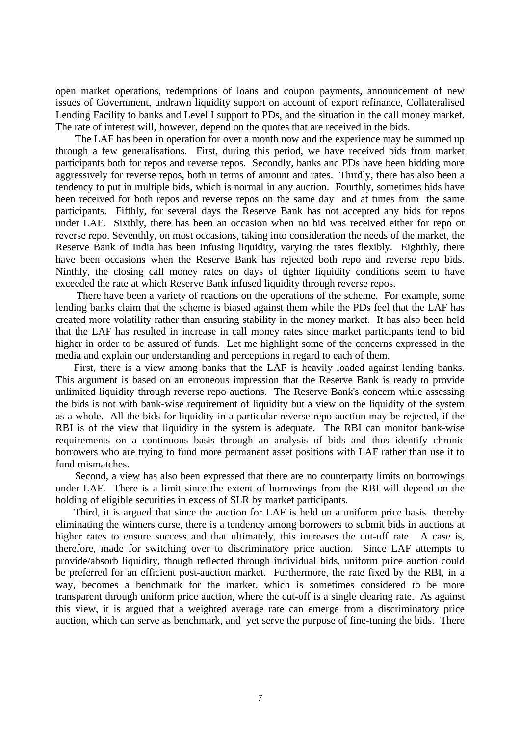open market operations, redemptions of loans and coupon payments, announcement of new issues of Government, undrawn liquidity support on account of export refinance, Collateralised Lending Facility to banks and Level I support to PDs, and the situation in the call money market. The rate of interest will, however, depend on the quotes that are received in the bids.

The LAF has been in operation for over a month now and the experience may be summed up through a few generalisations. First, during this period, we have received bids from market participants both for repos and reverse repos. Secondly, banks and PDs have been bidding more aggressively for reverse repos, both in terms of amount and rates. Thirdly, there has also been a tendency to put in multiple bids, which is normal in any auction. Fourthly, sometimes bids have been received for both repos and reverse repos on the same day and at times from the same participants. Fifthly, for several days the Reserve Bank has not accepted any bids for repos under LAF. Sixthly, there has been an occasion when no bid was received either for repo or reverse repo. Seventhly, on most occasions, taking into consideration the needs of the market, the Reserve Bank of India has been infusing liquidity, varying the rates flexibly. Eighthly, there have been occasions when the Reserve Bank has rejected both repo and reverse repo bids. Ninthly, the closing call money rates on days of tighter liquidity conditions seem to have exceeded the rate at which Reserve Bank infused liquidity through reverse repos.

There have been a variety of reactions on the operations of the scheme. For example, some lending banks claim that the scheme is biased against them while the PDs feel that the LAF has created more volatility rather than ensuring stability in the money market. It has also been held that the LAF has resulted in increase in call money rates since market participants tend to bid higher in order to be assured of funds. Let me highlight some of the concerns expressed in the media and explain our understanding and perceptions in regard to each of them.

First, there is a view among banks that the LAF is heavily loaded against lending banks. This argument is based on an erroneous impression that the Reserve Bank is ready to provide unlimited liquidity through reverse repo auctions. The Reserve Bank's concern while assessing the bids is not with bank-wise requirement of liquidity but a view on the liquidity of the system as a whole. All the bids for liquidity in a particular reverse repo auction may be rejected, if the RBI is of the view that liquidity in the system is adequate. The RBI can monitor bank-wise requirements on a continuous basis through an analysis of bids and thus identify chronic borrowers who are trying to fund more permanent asset positions with LAF rather than use it to fund mismatches.

Second, a view has also been expressed that there are no counterparty limits on borrowings under LAF. There is a limit since the extent of borrowings from the RBI will depend on the holding of eligible securities in excess of SLR by market participants.

Third, it is argued that since the auction for LAF is held on a uniform price basis thereby eliminating the winners curse, there is a tendency among borrowers to submit bids in auctions at higher rates to ensure success and that ultimately, this increases the cut-off rate. A case is, therefore, made for switching over to discriminatory price auction. Since LAF attempts to provide/absorb liquidity, though reflected through individual bids, uniform price auction could be preferred for an efficient post-auction market. Furthermore, the rate fixed by the RBI, in a way, becomes a benchmark for the market, which is sometimes considered to be more transparent through uniform price auction, where the cut-off is a single clearing rate. As against this view, it is argued that a weighted average rate can emerge from a discriminatory price auction, which can serve as benchmark, and yet serve the purpose of fine-tuning the bids. There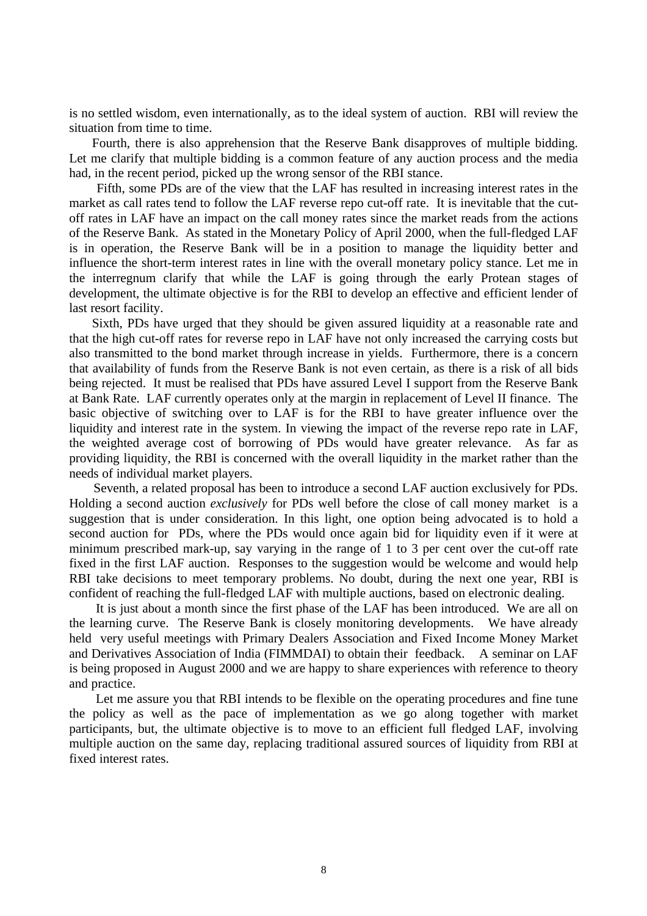is no settled wisdom, even internationally, as to the ideal system of auction. RBI will review the situation from time to time.

Fourth, there is also apprehension that the Reserve Bank disapproves of multiple bidding. Let me clarify that multiple bidding is a common feature of any auction process and the media had, in the recent period, picked up the wrong sensor of the RBI stance.

Fifth, some PDs are of the view that the LAF has resulted in increasing interest rates in the market as call rates tend to follow the LAF reverse repo cut-off rate. It is inevitable that the cut-off rates in LAF have an impact on the call money rates since the market reads from the actions of the Reserve Bank. As stated in the Monetary Policy of April 2000, when the full-fledged LAF is in operation, the Reserve Bank will be in a position to manage the liquidity better and influence the short-term interest rates in line with the overall monetary policy stance. Let me in the interregnum clarify that while the LAF is going through the early Protean stages of development, the ultimate objective is for the RBI to develop an effective and efficient lender of last resort facility.

Sixth, PDs have urged that they should be given assured liquidity at a reasonable rate and that the high cut-off rates for reverse repo in LAF have not only increased the carrying costs but also transmitted to the bond market through increase in yields. Furthermore, there is a concern that availability of funds from the Reserve Bank is not even certain, as there is a risk of all bids being rejected. It must be realised that PDs have assured Level I support from the Reserve Bank at Bank Rate. LAF currently operates only at the margin in replacement of Level II finance. The basic objective of switching over to LAF is for the RBI to have greater influence over the liquidity and interest rate in the system. In viewing the impact of the reverse repo rate in LAF, the weighted average cost of borrowing of PDs would have greater relevance. As far as providing liquidity, the RBI is concerned with the overall liquidity in the market rather than the needs of individual market players.

Seventh, a related proposal has been to introduce a second LAF auction exclusively for PDs. Holding a second auction *exclusively* for PDs well before the close of call money market is a suggestion that is under consideration. In this light, one option being advocated is to hold a second auction for PDs, where the PDs would once again bid for liquidity even if it were at minimum prescribed mark-up, say varying in the range of 1 to 3 per cent over the cut-off rate fixed in the first LAF auction. Responses to the suggestion would be welcome and would help RBI take decisions to meet temporary problems. No doubt, during the next one year, RBI is confident of reaching the full-fledged LAF with multiple auctions, based on electronic dealing.

It is just about a month since the first phase of the LAF has been introduced. We are all on the learning curve. The Reserve Bank is closely monitoring developments. We have already held very useful meetings with Primary Dealers Association and Fixed Income Money Market and Derivatives Association of India (FIMMDAI) to obtain their feedback. A seminar on LAF is being proposed in August 2000 and we are happy to share experiences with reference to theory and practice.

Let me assure you that RBI intends to be flexible on the operating procedures and fine tune the policy as well as the pace of implementation as we go along together with market participants, but, the ultimate objective is to move to an efficient full fledged LAF, involving multiple auction on the same day, replacing traditional assured sources of liquidity from RBI at fixed interest rates.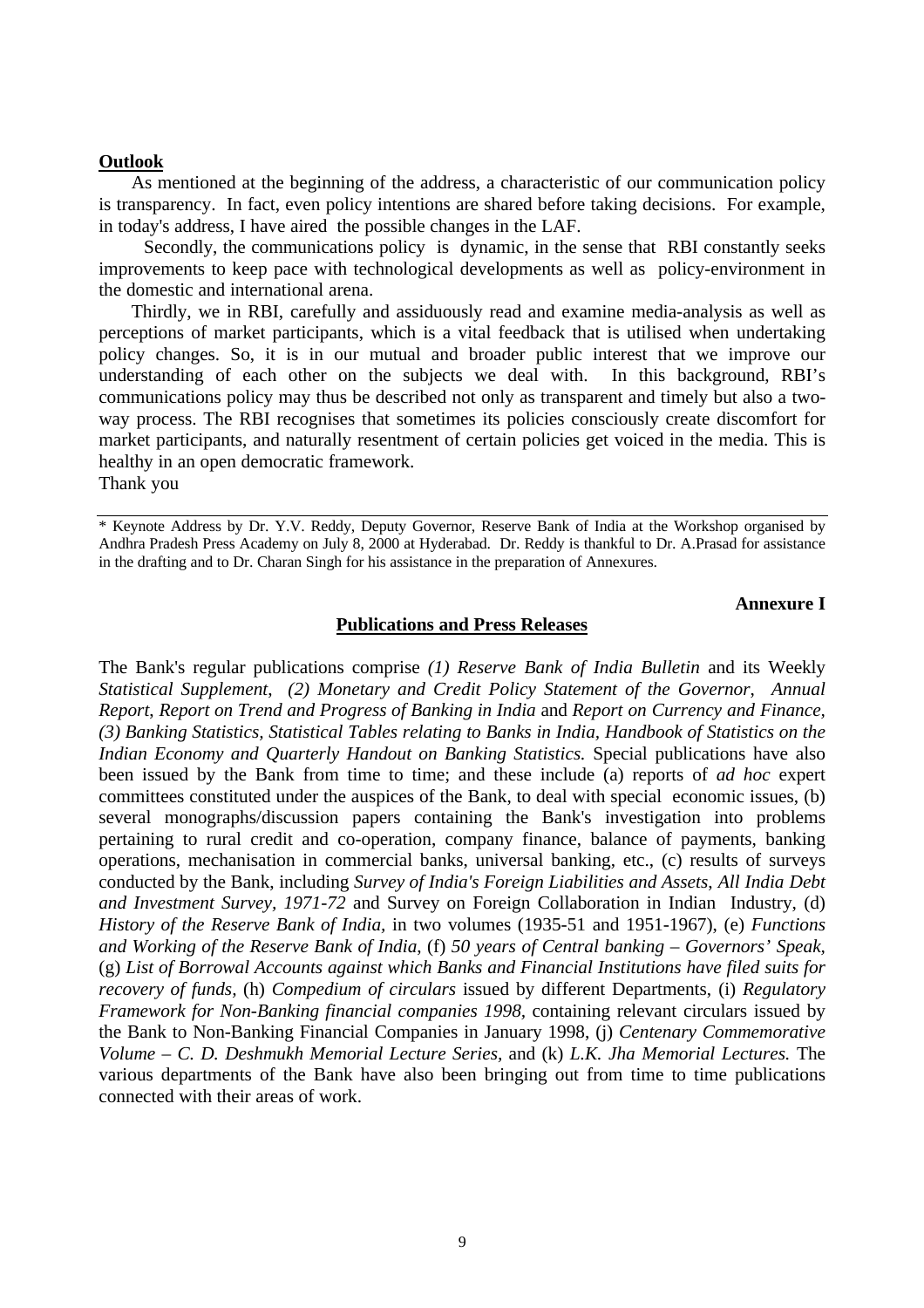**Outlook**

As mentioned at the beginning of the address, a characteristic of our communication policy is transparency. In fact, even policy intentions are shared before taking decisions. For example, in today's address, I have aired the possible changes in the LAF.

Secondly, the communications policy is dynamic, in the sense that RBI constantly seeks improvements to keep pace with technological developments as well as policy-environment in the domestic and international arena.

Thirdly, we in RBI, carefully and assiduously read and examine media-analysis as well as perceptions of market participants, which is a vital feedback that is utilised when undertaking policy changes. So, it is in our mutual and broader public interest that we improve our understanding of each other on the subjects we deal with. In this background, RBI's communications policy may thus be described not only as transparent and timely but also a two-way process. The RBI recognises that sometimes its policies consciously create discomfort for market participants, and naturally resentment of certain policies get voiced in the media. This is healthy in an open democratic framework.

Thank you

---

\* Keynote Address by Dr. Y.V. Reddy, Deputy Governor, Reserve Bank of India at the Workshop organised by Andhra Pradesh Press Academy on July 8, 2000 at Hyderabad. Dr. Reddy is thankful to Dr. A.Prasad for assistance in the drafting and to Dr. Charan Singh for his assistance in the preparation of Annexures.

**Annexure I**

**Publications and Press Releases**

The Bank's regular publications comprise *(1) Reserve Bank of India Bulletin* and its Weekly *Statistical Supplement*, *(2) Monetary and Credit Policy Statement of the Governor*, *Annual Report*, *Report on Trend and Progress of Banking in India* and *Report on Currency and Finance*, *(3) Banking Statistics, Statistical Tables relating to Banks in India, Handbook of Statistics on the Indian Economy and Quarterly Handout on Banking Statistics.* Special publications have also been issued by the Bank from time to time; and these include (a) reports of *ad hoc* expert committees constituted under the auspices of the Bank, to deal with special economic issues, (b) several monographs/discussion papers containing the Bank's investigation into problems pertaining to rural credit and co-operation, company finance, balance of payments, banking operations, mechanisation in commercial banks, universal banking, etc., (c) results of surveys conducted by the Bank, including *Survey of India's Foreign Liabilities and Assets*, *All India Debt and Investment Survey, 1971-72* and Survey on Foreign Collaboration in Indian Industry, (d) *History of the Reserve Bank of India*, in two volumes (1935-51 and 1951-1967), (e) *Functions and Working of the Reserve Bank of India*, (f) *50 years of Central banking – Governors' Speak*, (g) *List of Borrowal Accounts against which Banks and Financial Institutions have filed suits for recovery of funds*, (h) *Compedium of circulars* issued by different Departments, (i) *Regulatory Framework for Non-Banking financial companies 1998*, containing relevant circulars issued by the Bank to Non-Banking Financial Companies in January 1998, (j) *Centenary Commemorative Volume – C. D. Deshmukh Memorial Lecture Series*, and (k) *L.K. Jha Memorial Lectures.* The various departments of the Bank have also been bringing out from time to time publications connected with their areas of work.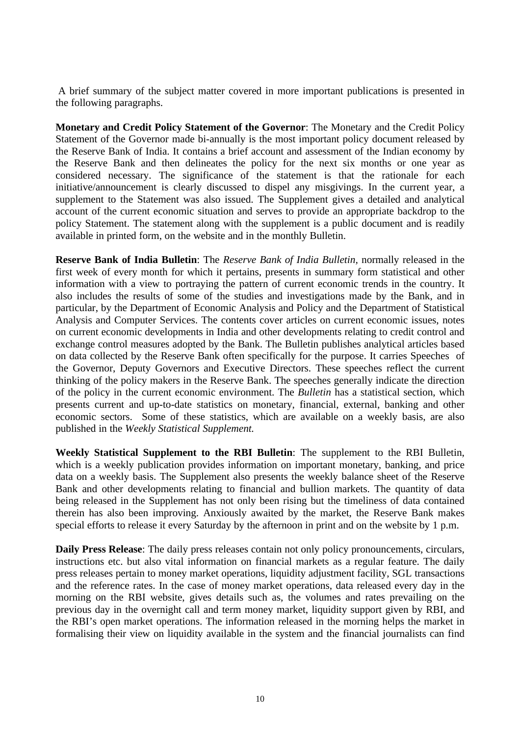A brief summary of the subject matter covered in more important publications is presented in the following paragraphs.

**Monetary and Credit Policy Statement of the Governor**: The Monetary and the Credit Policy Statement of the Governor made bi-annually is the most important policy document released by the Reserve Bank of India. It contains a brief account and assessment of the Indian economy by the Reserve Bank and then delineates the policy for the next six months or one year as considered necessary. The significance of the statement is that the rationale for each initiative/announcement is clearly discussed to dispel any misgivings. In the current year, a supplement to the Statement was also issued. The Supplement gives a detailed and analytical account of the current economic situation and serves to provide an appropriate backdrop to the policy Statement. The statement along with the supplement is a public document and is readily available in printed form, on the website and in the monthly Bulletin.

**Reserve Bank of India Bulletin**: The *Reserve Bank of India Bulletin,* normally released in the first week of every month for which it pertains, presents in summary form statistical and other information with a view to portraying the pattern of current economic trends in the country. It also includes the results of some of the studies and investigations made by the Bank, and in particular, by the Department of Economic Analysis and Policy and the Department of Statistical Analysis and Computer Services. The contents cover articles on current economic issues, notes on current economic developments in India and other developments relating to credit control and exchange control measures adopted by the Bank. The Bulletin publishes analytical articles based on data collected by the Reserve Bank often specifically for the purpose. It carries Speeches of the Governor, Deputy Governors and Executive Directors. These speeches reflect the current thinking of the policy makers in the Reserve Bank. The speeches generally indicate the direction of the policy in the current economic environment. The *Bulletin* has a statistical section, which presents current and up-to-date statistics on monetary, financial, external, banking and other economic sectors. Some of these statistics, which are available on a weekly basis, are also published in the *Weekly Statistical Supplement.*

**Weekly Statistical Supplement to the RBI Bulletin**: The supplement to the RBI Bulletin, which is a weekly publication provides information on important monetary, banking, and price data on a weekly basis. The Supplement also presents the weekly balance sheet of the Reserve Bank and other developments relating to financial and bullion markets. The quantity of data being released in the Supplement has not only been rising but the timeliness of data contained therein has also been improving. Anxiously awaited by the market, the Reserve Bank makes special efforts to release it every Saturday by the afternoon in print and on the website by 1 p.m.

**Daily Press Release**: The daily press releases contain not only policy pronouncements, circulars, instructions etc. but also vital information on financial markets as a regular feature. The daily press releases pertain to money market operations, liquidity adjustment facility, SGL transactions and the reference rates. In the case of money market operations, data released every day in the morning on the RBI website, gives details such as, the volumes and rates prevailing on the previous day in the overnight call and term money market, liquidity support given by RBI, and the RBI's open market operations. The information released in the morning helps the market in formalising their view on liquidity available in the system and the financial journalists can find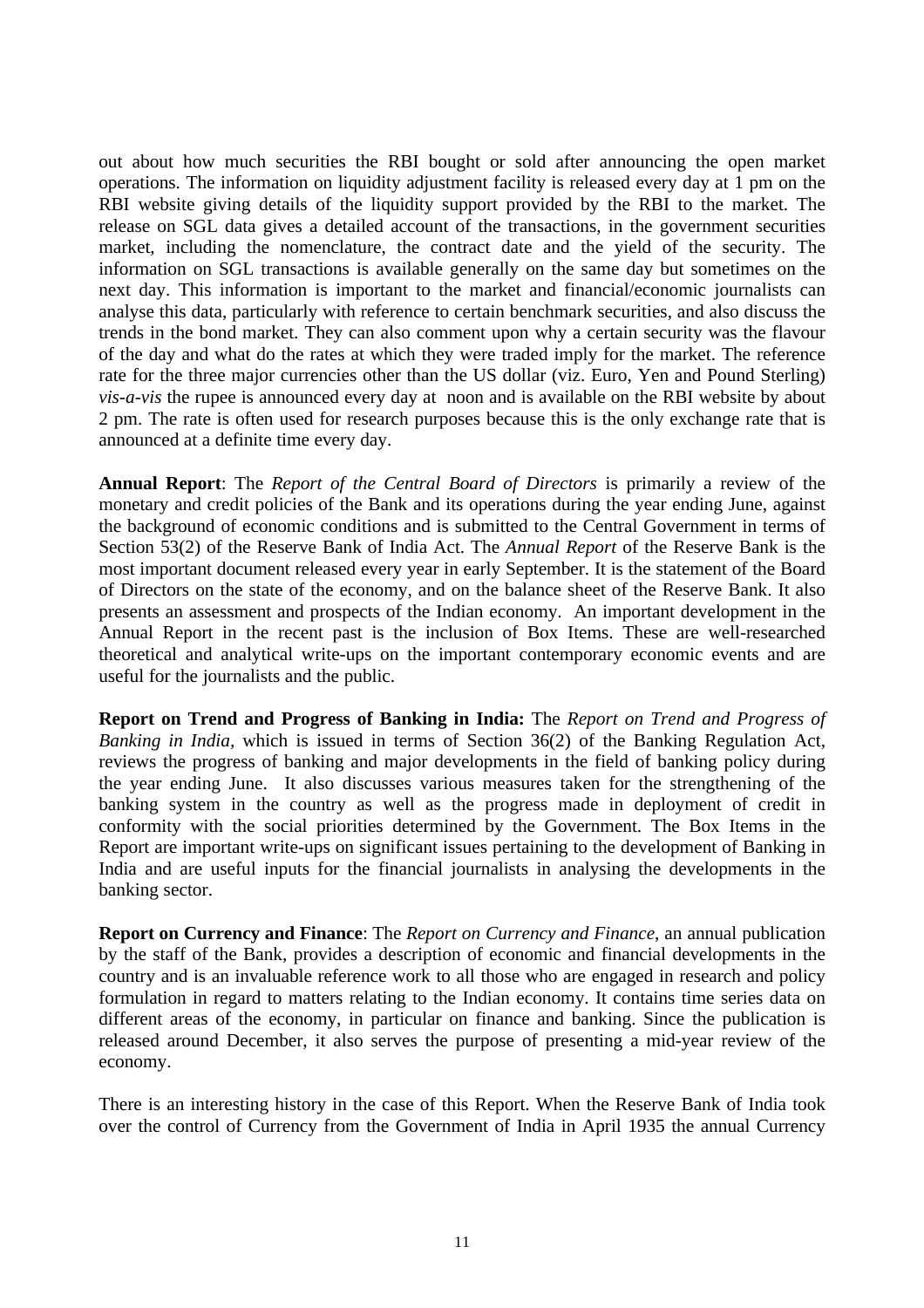out about how much securities the RBI bought or sold after announcing the open market operations. The information on liquidity adjustment facility is released every day at 1 pm on the RBI website giving details of the liquidity support provided by the RBI to the market. The release on SGL data gives a detailed account of the transactions, in the government securities market, including the nomenclature, the contract date and the yield of the security. The information on SGL transactions is available generally on the same day but sometimes on the next day. This information is important to the market and financial/economic journalists can analyse this data, particularly with reference to certain benchmark securities, and also discuss the trends in the bond market. They can also comment upon why a certain security was the flavour of the day and what do the rates at which they were traded imply for the market. The reference rate for the three major currencies other than the US dollar (viz. Euro, Yen and Pound Sterling) *vis-a-vis* the rupee is announced every day at noon and is available on the RBI website by about 2 pm. The rate is often used for research purposes because this is the only exchange rate that is announced at a definite time every day.

**Annual Report**: The *Report of the Central Board of Directors* is primarily a review of the monetary and credit policies of the Bank and its operations during the year ending June, against the background of economic conditions and is submitted to the Central Government in terms of Section 53(2) of the Reserve Bank of India Act. The *Annual Report* of the Reserve Bank is the most important document released every year in early September. It is the statement of the Board of Directors on the state of the economy, and on the balance sheet of the Reserve Bank. It also presents an assessment and prospects of the Indian economy. An important development in the Annual Report in the recent past is the inclusion of Box Items. These are well-researched theoretical and analytical write-ups on the important contemporary economic events and are useful for the journalists and the public.

**Report on Trend and Progress of Banking in India:** The *Report on Trend and Progress of Banking in India*, which is issued in terms of Section 36(2) of the Banking Regulation Act, reviews the progress of banking and major developments in the field of banking policy during the year ending June. It also discusses various measures taken for the strengthening of the banking system in the country as well as the progress made in deployment of credit in conformity with the social priorities determined by the Government. The Box Items in the Report are important write-ups on significant issues pertaining to the development of Banking in India and are useful inputs for the financial journalists in analysing the developments in the banking sector.

**Report on Currency and Finance**: The *Report on Currency and Finance*, an annual publication by the staff of the Bank, provides a description of economic and financial developments in the country and is an invaluable reference work to all those who are engaged in research and policy formulation in regard to matters relating to the Indian economy. It contains time series data on different areas of the economy, in particular on finance and banking. Since the publication is released around December, it also serves the purpose of presenting a mid-year review of the economy.

There is an interesting history in the case of this Report. When the Reserve Bank of India took over the control of Currency from the Government of India in April 1935 the annual Currency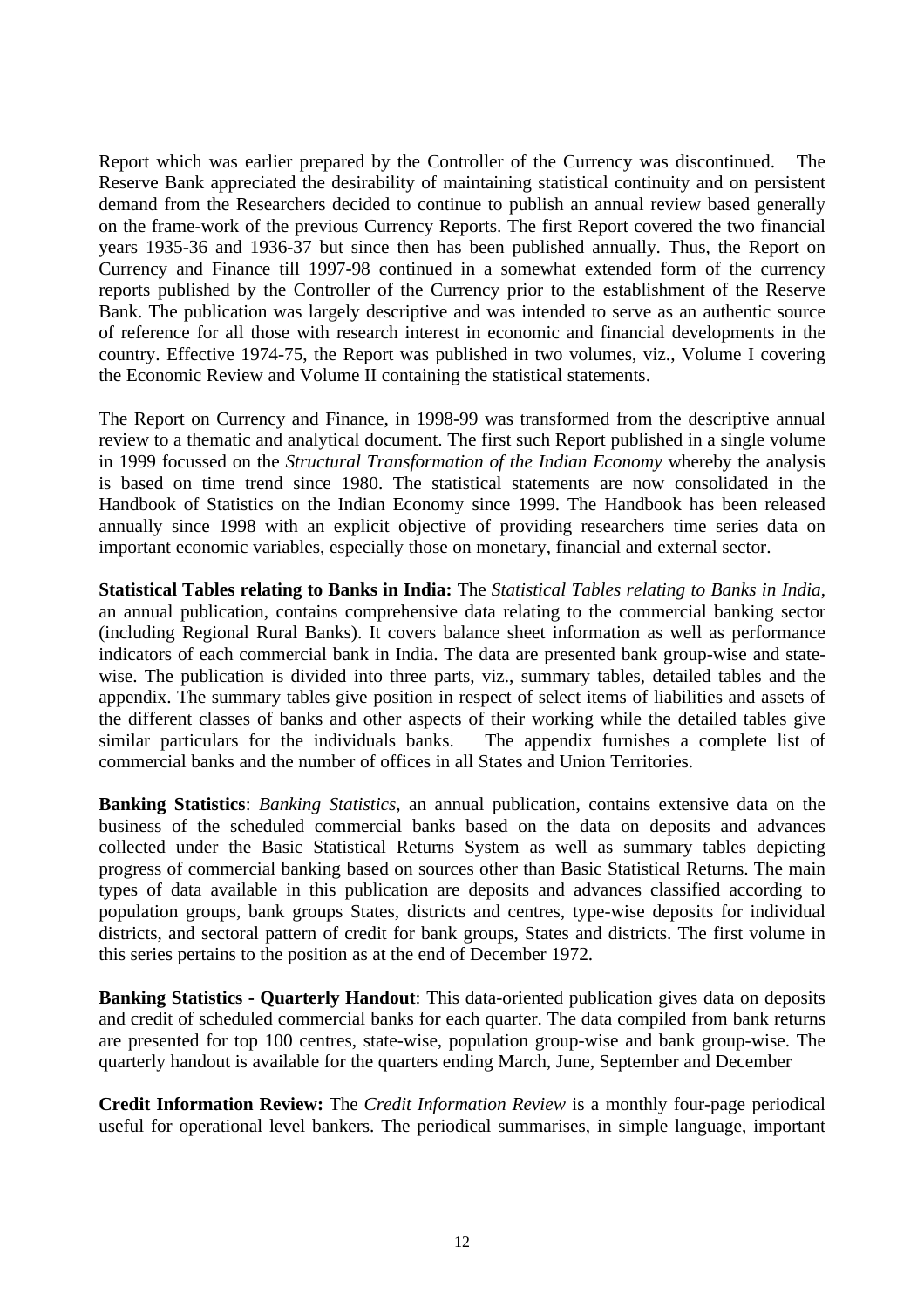Report which was earlier prepared by the Controller of the Currency was discontinued. The Reserve Bank appreciated the desirability of maintaining statistical continuity and on persistent demand from the Researchers decided to continue to publish an annual review based generally on the frame-work of the previous Currency Reports. The first Report covered the two financial years 1935-36 and 1936-37 but since then has been published annually. Thus, the Report on Currency and Finance till 1997-98 continued in a somewhat extended form of the currency reports published by the Controller of the Currency prior to the establishment of the Reserve Bank. The publication was largely descriptive and was intended to serve as an authentic source of reference for all those with research interest in economic and financial developments in the country. Effective 1974-75, the Report was published in two volumes, viz., Volume I covering the Economic Review and Volume II containing the statistical statements.

The Report on Currency and Finance, in 1998-99 was transformed from the descriptive annual review to a thematic and analytical document. The first such Report published in a single volume in 1999 focussed on the *Structural Transformation of the Indian Economy* whereby the analysis is based on time trend since 1980. The statistical statements are now consolidated in the Handbook of Statistics on the Indian Economy since 1999. The Handbook has been released annually since 1998 with an explicit objective of providing researchers time series data on important economic variables, especially those on monetary, financial and external sector.

**Statistical Tables relating to Banks in India:** The *Statistical Tables relating to Banks in India*, an annual publication, contains comprehensive data relating to the commercial banking sector (including Regional Rural Banks). It covers balance sheet information as well as performance indicators of each commercial bank in India. The data are presented bank group-wise and state-wise. The publication is divided into three parts, viz., summary tables, detailed tables and the appendix. The summary tables give position in respect of select items of liabilities and assets of the different classes of banks and other aspects of their working while the detailed tables give similar particulars for the individuals banks. The appendix furnishes a complete list of commercial banks and the number of offices in all States and Union Territories.

**Banking Statistics**: *Banking Statistics*, an annual publication, contains extensive data on the business of the scheduled commercial banks based on the data on deposits and advances collected under the Basic Statistical Returns System as well as summary tables depicting progress of commercial banking based on sources other than Basic Statistical Returns. The main types of data available in this publication are deposits and advances classified according to population groups, bank groups States, districts and centres, type-wise deposits for individual districts, and sectoral pattern of credit for bank groups, States and districts. The first volume in this series pertains to the position as at the end of December 1972.

**Banking Statistics - Quarterly Handout**: This data-oriented publication gives data on deposits and credit of scheduled commercial banks for each quarter. The data compiled from bank returns are presented for top 100 centres, state-wise, population group-wise and bank group-wise. The quarterly handout is available for the quarters ending March, June, September and December

**Credit Information Review:** The *Credit Information Review* is a monthly four-page periodical useful for operational level bankers. The periodical summarises, in simple language, important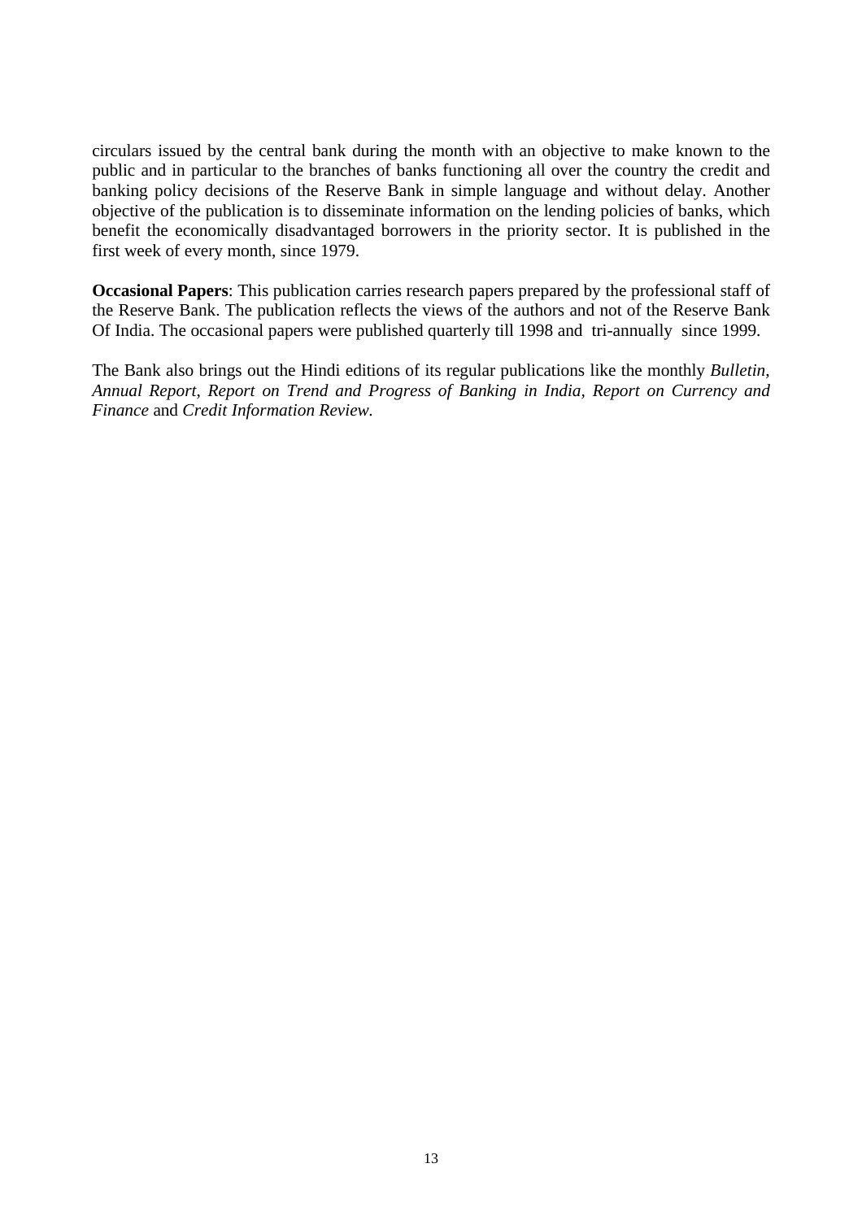circulars issued by the central bank during the month with an objective to make known to the public and in particular to the branches of banks functioning all over the country the credit and banking policy decisions of the Reserve Bank in simple language and without delay. Another objective of the publication is to disseminate information on the lending policies of banks, which benefit the economically disadvantaged borrowers in the priority sector. It is published in the first week of every month, since 1979.

**Occasional Papers**: This publication carries research papers prepared by the professional staff of the Reserve Bank. The publication reflects the views of the authors and not of the Reserve Bank Of India. The occasional papers were published quarterly till 1998 and tri-annually since 1999.

The Bank also brings out the Hindi editions of its regular publications like the monthly *Bulletin*, *Annual Report*, *Report on Trend and Progress of Banking in India*, *Report on Currency and Finance* and *Credit Information Review*.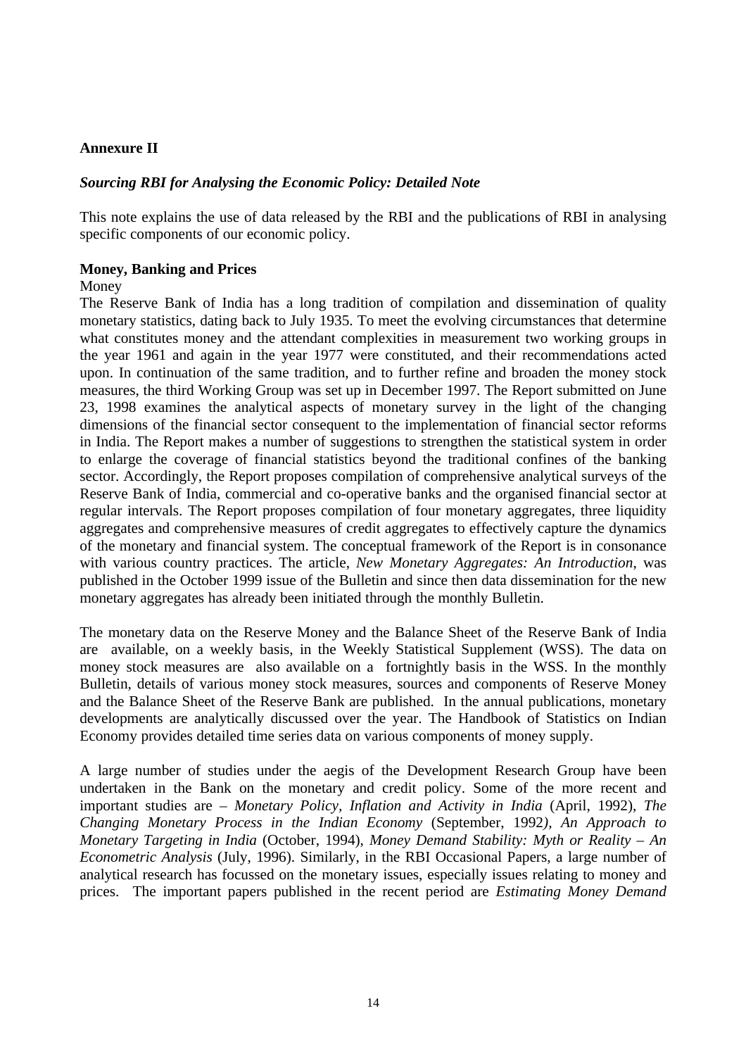**Annexure II**

***Sourcing RBI for Analysing the Economic Policy: Detailed Note***

This note explains the use of data released by the RBI and the publications of RBI in analysing specific components of our economic policy.

**Money, Banking and Prices**

Money

The Reserve Bank of India has a long tradition of compilation and dissemination of quality monetary statistics, dating back to July 1935. To meet the evolving circumstances that determine what constitutes money and the attendant complexities in measurement two working groups in the year 1961 and again in the year 1977 were constituted, and their recommendations acted upon. In continuation of the same tradition, and to further refine and broaden the money stock measures, the third Working Group was set up in December 1997. The Report submitted on June 23, 1998 examines the analytical aspects of monetary survey in the light of the changing dimensions of the financial sector consequent to the implementation of financial sector reforms in India. The Report makes a number of suggestions to strengthen the statistical system in order to enlarge the coverage of financial statistics beyond the traditional confines of the banking sector. Accordingly, the Report proposes compilation of comprehensive analytical surveys of the Reserve Bank of India, commercial and co-operative banks and the organised financial sector at regular intervals. The Report proposes compilation of four monetary aggregates, three liquidity aggregates and comprehensive measures of credit aggregates to effectively capture the dynamics of the monetary and financial system. The conceptual framework of the Report is in consonance with various country practices. The article, *New Monetary Aggregates: An Introduction*, was published in the October 1999 issue of the Bulletin and since then data dissemination for the new monetary aggregates has already been initiated through the monthly Bulletin.

The monetary data on the Reserve Money and the Balance Sheet of the Reserve Bank of India are available, on a weekly basis, in the Weekly Statistical Supplement (WSS). The data on money stock measures are also available on a fortnightly basis in the WSS. In the monthly Bulletin, details of various money stock measures, sources and components of Reserve Money and the Balance Sheet of the Reserve Bank are published. In the annual publications, monetary developments are analytically discussed over the year. The Handbook of Statistics on Indian Economy provides detailed time series data on various components of money supply.

A large number of studies under the aegis of the Development Research Group have been undertaken in the Bank on the monetary and credit policy. Some of the more recent and important studies are – *Monetary Policy, Inflation and Activity in India* (April, 1992), *The Changing Monetary Process in the Indian Economy* (September, 1992*), An Approach to Monetary Targeting in India* (October, 1994), *Money Demand Stability: Myth or Reality – An Econometric Analysis* (July, 1996). Similarly, in the RBI Occasional Papers, a large number of analytical research has focussed on the monetary issues, especially issues relating to money and prices. The important papers published in the recent period are *Estimating Money Demand*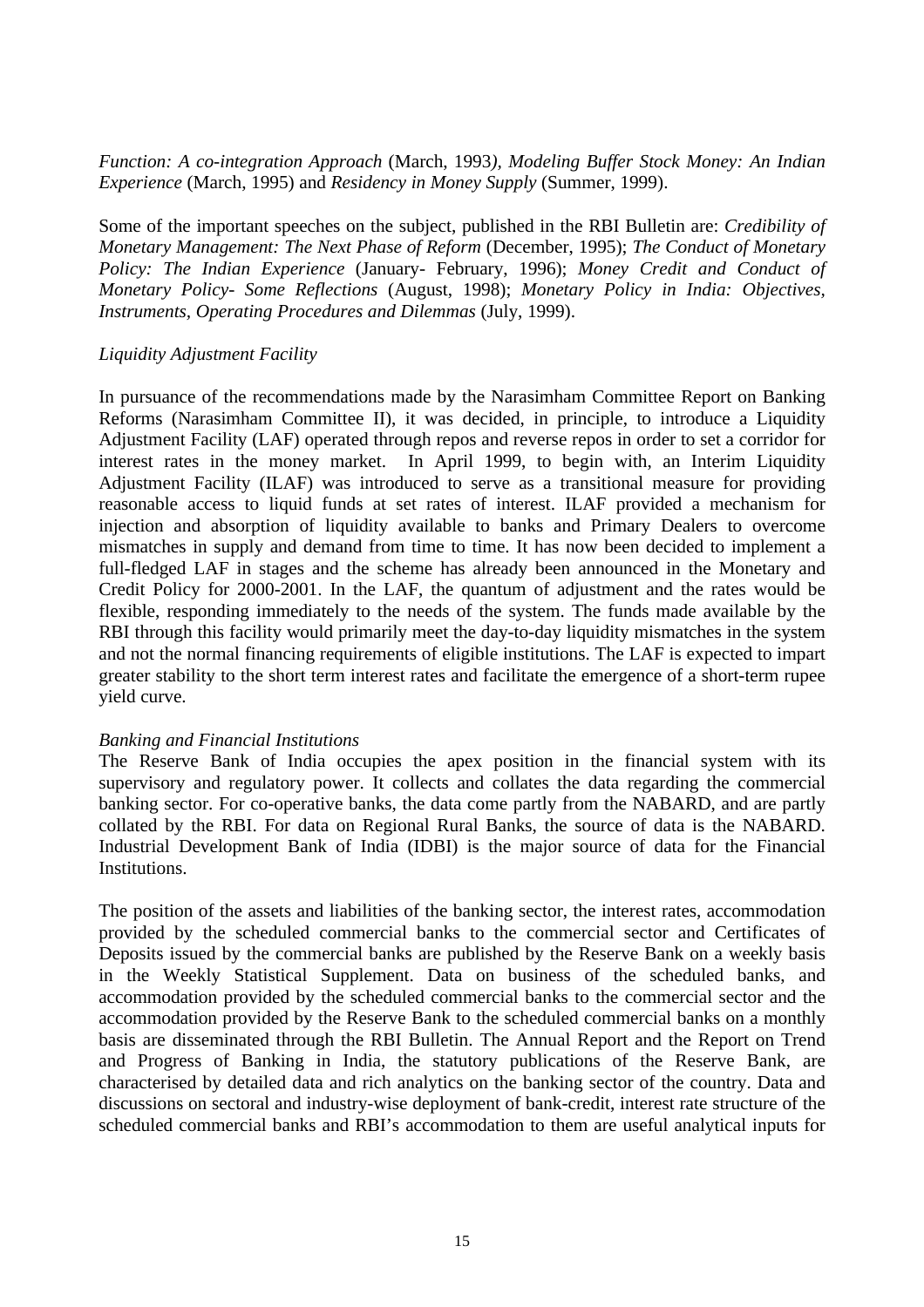*Function: A co-integration Approach* (March, 1993*), Modeling Buffer Stock Money: An Indian Experience* (March, 1995) and *Residency in Money Supply* (Summer, 1999).

Some of the important speeches on the subject, published in the RBI Bulletin are: *Credibility of Monetary Management: The Next Phase of Reform* (December, 1995); *The Conduct of Monetary Policy: The Indian Experience* (January- February, 1996); *Money Credit and Conduct of Monetary Policy- Some Reflections* (August, 1998); *Monetary Policy in India: Objectives, Instruments, Operating Procedures and Dilemmas* (July, 1999).

*Liquidity Adjustment Facility*

In pursuance of the recommendations made by the Narasimham Committee Report on Banking Reforms (Narasimham Committee II), it was decided, in principle, to introduce a Liquidity Adjustment Facility (LAF) operated through repos and reverse repos in order to set a corridor for interest rates in the money market. In April 1999, to begin with, an Interim Liquidity Adjustment Facility (ILAF) was introduced to serve as a transitional measure for providing reasonable access to liquid funds at set rates of interest. ILAF provided a mechanism for injection and absorption of liquidity available to banks and Primary Dealers to overcome mismatches in supply and demand from time to time. It has now been decided to implement a full-fledged LAF in stages and the scheme has already been announced in the Monetary and Credit Policy for 2000-2001. In the LAF, the quantum of adjustment and the rates would be flexible, responding immediately to the needs of the system. The funds made available by the RBI through this facility would primarily meet the day-to-day liquidity mismatches in the system and not the normal financing requirements of eligible institutions. The LAF is expected to impart greater stability to the short term interest rates and facilitate the emergence of a short-term rupee yield curve.

*Banking and Financial Institutions*

The Reserve Bank of India occupies the apex position in the financial system with its supervisory and regulatory power. It collects and collates the data regarding the commercial banking sector. For co-operative banks, the data come partly from the NABARD, and are partly collated by the RBI. For data on Regional Rural Banks, the source of data is the NABARD. Industrial Development Bank of India (IDBI) is the major source of data for the Financial Institutions.

The position of the assets and liabilities of the banking sector, the interest rates, accommodation provided by the scheduled commercial banks to the commercial sector and Certificates of Deposits issued by the commercial banks are published by the Reserve Bank on a weekly basis in the Weekly Statistical Supplement. Data on business of the scheduled banks, and accommodation provided by the scheduled commercial banks to the commercial sector and the accommodation provided by the Reserve Bank to the scheduled commercial banks on a monthly basis are disseminated through the RBI Bulletin. The Annual Report and the Report on Trend and Progress of Banking in India, the statutory publications of the Reserve Bank, are characterised by detailed data and rich analytics on the banking sector of the country. Data and discussions on sectoral and industry-wise deployment of bank-credit, interest rate structure of the scheduled commercial banks and RBI's accommodation to them are useful analytical inputs for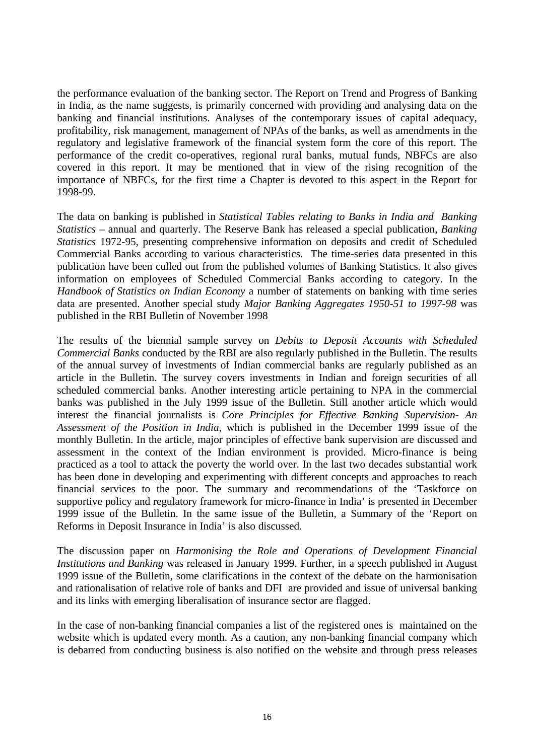the performance evaluation of the banking sector. The Report on Trend and Progress of Banking in India, as the name suggests, is primarily concerned with providing and analysing data on the banking and financial institutions. Analyses of the contemporary issues of capital adequacy, profitability, risk management, management of NPAs of the banks, as well as amendments in the regulatory and legislative framework of the financial system form the core of this report. The performance of the credit co-operatives, regional rural banks, mutual funds, NBFCs are also covered in this report. It may be mentioned that in view of the rising recognition of the importance of NBFCs, for the first time a Chapter is devoted to this aspect in the Report for 1998-99.

The data on banking is published in *Statistical Tables relating to Banks in India and Banking Statistics* – annual and quarterly. The Reserve Bank has released a special publication, *Banking Statistics* 1972-95, presenting comprehensive information on deposits and credit of Scheduled Commercial Banks according to various characteristics. The time-series data presented in this publication have been culled out from the published volumes of Banking Statistics. It also gives information on employees of Scheduled Commercial Banks according to category. In the *Handbook of Statistics on Indian Economy* a number of statements on banking with time series data are presented. Another special study *Major Banking Aggregates 1950-51 to 1997-98* was published in the RBI Bulletin of November 1998

The results of the biennial sample survey on *Debits to Deposit Accounts with Scheduled Commercial Banks* conducted by the RBI are also regularly published in the Bulletin. The results of the annual survey of investments of Indian commercial banks are regularly published as an article in the Bulletin. The survey covers investments in Indian and foreign securities of all scheduled commercial banks. Another interesting article pertaining to NPA in the commercial banks was published in the July 1999 issue of the Bulletin. Still another article which would interest the financial journalists is *Core Principles for Effective Banking Supervision- An Assessment of the Position in India*, which is published in the December 1999 issue of the monthly Bulletin. In the article, major principles of effective bank supervision are discussed and assessment in the context of the Indian environment is provided. Micro-finance is being practiced as a tool to attack the poverty the world over. In the last two decades substantial work has been done in developing and experimenting with different concepts and approaches to reach financial services to the poor. The summary and recommendations of the 'Taskforce on supportive policy and regulatory framework for micro-finance in India' is presented in December 1999 issue of the Bulletin. In the same issue of the Bulletin, a Summary of the 'Report on Reforms in Deposit Insurance in India' is also discussed.

The discussion paper on *Harmonising the Role and Operations of Development Financial Institutions and Banking* was released in January 1999. Further, in a speech published in August 1999 issue of the Bulletin, some clarifications in the context of the debate on the harmonisation and rationalisation of relative role of banks and DFI are provided and issue of universal banking and its links with emerging liberalisation of insurance sector are flagged.

In the case of non-banking financial companies a list of the registered ones is maintained on the website which is updated every month. As a caution, any non-banking financial company which is debarred from conducting business is also notified on the website and through press releases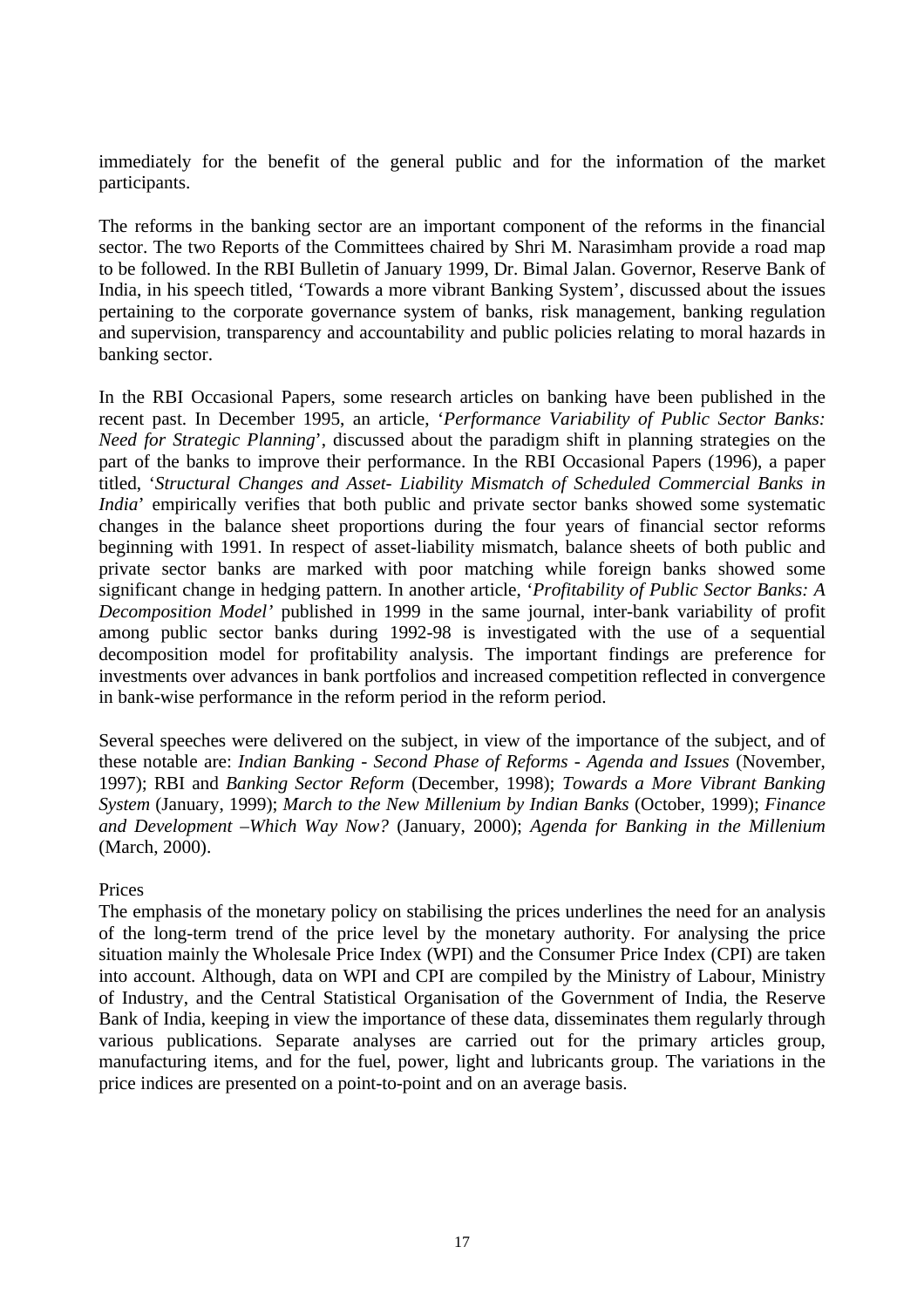immediately for the benefit of the general public and for the information of the market participants.

The reforms in the banking sector are an important component of the reforms in the financial sector. The two Reports of the Committees chaired by Shri M. Narasimham provide a road map to be followed. In the RBI Bulletin of January 1999, Dr. Bimal Jalan. Governor, Reserve Bank of India, in his speech titled, 'Towards a more vibrant Banking System', discussed about the issues pertaining to the corporate governance system of banks, risk management, banking regulation and supervision, transparency and accountability and public policies relating to moral hazards in banking sector.

In the RBI Occasional Papers, some research articles on banking have been published in the recent past. In December 1995, an article, '*Performance Variability of Public Sector Banks: Need for Strategic Planning*', discussed about the paradigm shift in planning strategies on the part of the banks to improve their performance. In the RBI Occasional Papers (1996), a paper titled, '*Structural Changes and Asset- Liability Mismatch of Scheduled Commercial Banks in India*' empirically verifies that both public and private sector banks showed some systematic changes in the balance sheet proportions during the four years of financial sector reforms beginning with 1991. In respect of asset-liability mismatch, balance sheets of both public and private sector banks are marked with poor matching while foreign banks showed some significant change in hedging pattern. In another article, '*Profitability of Public Sector Banks: A Decomposition Model'* published in 1999 in the same journal, inter-bank variability of profit among public sector banks during 1992-98 is investigated with the use of a sequential decomposition model for profitability analysis. The important findings are preference for investments over advances in bank portfolios and increased competition reflected in convergence in bank-wise performance in the reform period in the reform period.

Several speeches were delivered on the subject, in view of the importance of the subject, and of these notable are: *Indian Banking - Second Phase of Reforms - Agenda and Issues* (November, 1997); RBI and *Banking Sector Reform* (December, 1998); *Towards a More Vibrant Banking System* (January, 1999); *March to the New Millenium by Indian Banks* (October, 1999); *Finance and Development –Which Way Now?* (January, 2000); *Agenda for Banking in the Millenium* (March, 2000).

Prices

The emphasis of the monetary policy on stabilising the prices underlines the need for an analysis of the long-term trend of the price level by the monetary authority. For analysing the price situation mainly the Wholesale Price Index (WPI) and the Consumer Price Index (CPI) are taken into account. Although, data on WPI and CPI are compiled by the Ministry of Labour, Ministry of Industry, and the Central Statistical Organisation of the Government of India, the Reserve Bank of India, keeping in view the importance of these data, disseminates them regularly through various publications. Separate analyses are carried out for the primary articles group, manufacturing items, and for the fuel, power, light and lubricants group. The variations in the price indices are presented on a point-to-point and on an average basis.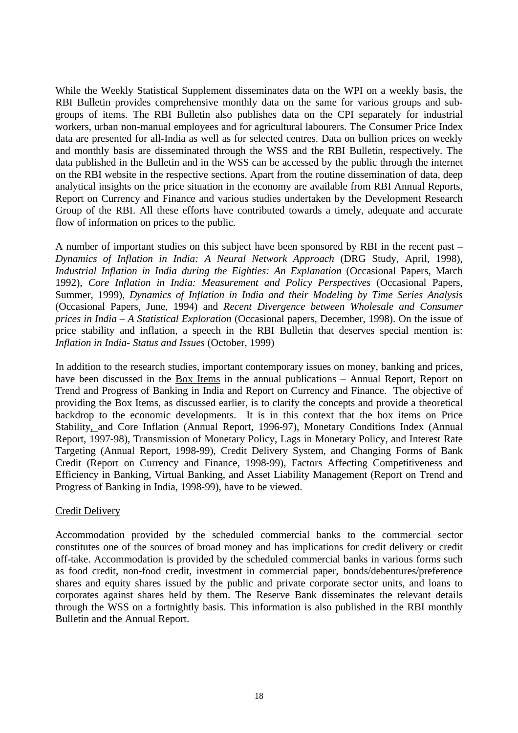While the Weekly Statistical Supplement disseminates data on the WPI on a weekly basis, the RBI Bulletin provides comprehensive monthly data on the same for various groups and sub-groups of items. The RBI Bulletin also publishes data on the CPI separately for industrial workers, urban non-manual employees and for agricultural labourers. The Consumer Price Index data are presented for all-India as well as for selected centres. Data on bullion prices on weekly and monthly basis are disseminated through the WSS and the RBI Bulletin, respectively. The data published in the Bulletin and in the WSS can be accessed by the public through the internet on the RBI website in the respective sections. Apart from the routine dissemination of data, deep analytical insights on the price situation in the economy are available from RBI Annual Reports, Report on Currency and Finance and various studies undertaken by the Development Research Group of the RBI. All these efforts have contributed towards a timely, adequate and accurate flow of information on prices to the public.

A number of important studies on this subject have been sponsored by RBI in the recent past – *Dynamics of Inflation in India: A Neural Network Approach* (DRG Study, April, 1998), *Industrial Inflation in India during the Eighties: An Explanation* (Occasional Papers, March 1992), *Core Inflation in India: Measurement and Policy Perspectives* (Occasional Papers, Summer, 1999), *Dynamics of Inflation in India and their Modeling by Time Series Analysis* (Occasional Papers, June, 1994) and *Recent Divergence between Wholesale and Consumer prices in India – A Statistical Exploration* (Occasional papers, December, 1998). On the issue of price stability and inflation, a speech in the RBI Bulletin that deserves special mention is: *Inflation in India- Status and Issues* (October, 1999)

In addition to the research studies, important contemporary issues on money, banking and prices, have been discussed in the Box Items in the annual publications – Annual Report, Report on Trend and Progress of Banking in India and Report on Currency and Finance. The objective of providing the Box Items, as discussed earlier, is to clarify the concepts and provide a theoretical backdrop to the economic developments. It is in this context that the box items on Price Stability, and Core Inflation (Annual Report, 1996-97), Monetary Conditions Index (Annual Report, 1997-98), Transmission of Monetary Policy, Lags in Monetary Policy, and Interest Rate Targeting (Annual Report, 1998-99), Credit Delivery System, and Changing Forms of Bank Credit (Report on Currency and Finance, 1998-99), Factors Affecting Competitiveness and Efficiency in Banking, Virtual Banking, and Asset Liability Management (Report on Trend and Progress of Banking in India, 1998-99), have to be viewed.

## Credit Delivery

Accommodation provided by the scheduled commercial banks to the commercial sector constitutes one of the sources of broad money and has implications for credit delivery or credit off-take. Accommodation is provided by the scheduled commercial banks in various forms such as food credit, non-food credit, investment in commercial paper, bonds/debentures/preference shares and equity shares issued by the public and private corporate sector units, and loans to corporates against shares held by them. The Reserve Bank disseminates the relevant details through the WSS on a fortnightly basis. This information is also published in the RBI monthly Bulletin and the Annual Report.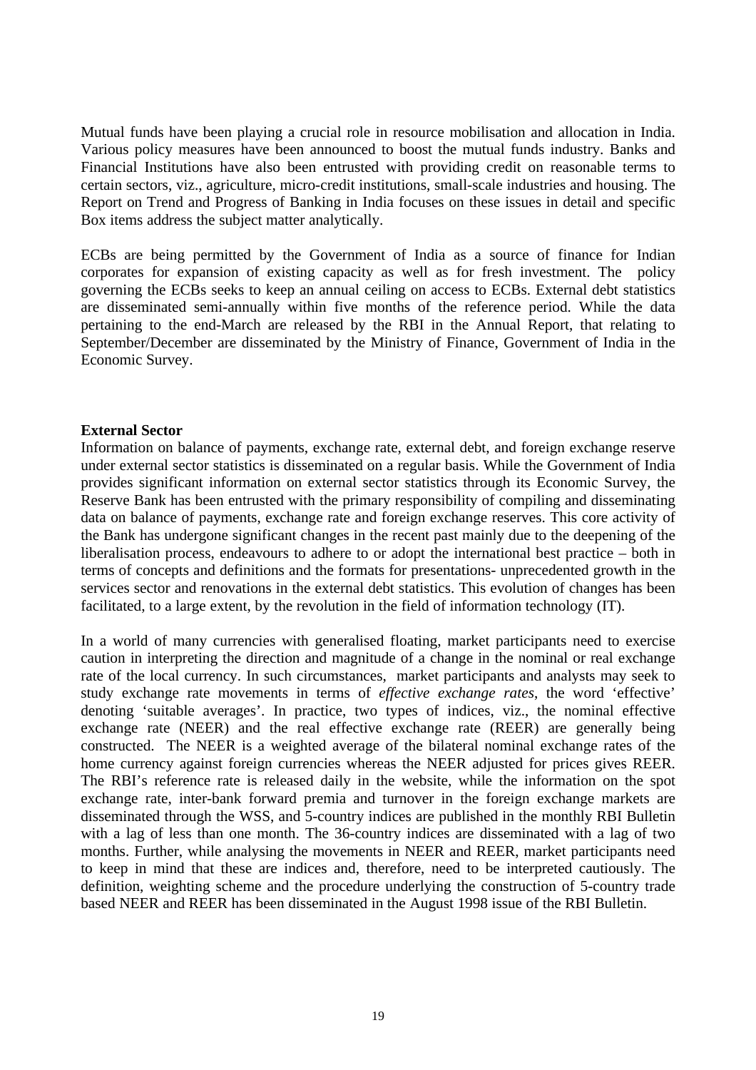Mutual funds have been playing a crucial role in resource mobilisation and allocation in India. Various policy measures have been announced to boost the mutual funds industry. Banks and Financial Institutions have also been entrusted with providing credit on reasonable terms to certain sectors, viz., agriculture, micro-credit institutions, small-scale industries and housing. The Report on Trend and Progress of Banking in India focuses on these issues in detail and specific Box items address the subject matter analytically.

ECBs are being permitted by the Government of India as a source of finance for Indian corporates for expansion of existing capacity as well as for fresh investment. The policy governing the ECBs seeks to keep an annual ceiling on access to ECBs. External debt statistics are disseminated semi-annually within five months of the reference period. While the data pertaining to the end-March are released by the RBI in the Annual Report, that relating to September/December are disseminated by the Ministry of Finance, Government of India in the Economic Survey.

**External Sector**

Information on balance of payments, exchange rate, external debt, and foreign exchange reserve under external sector statistics is disseminated on a regular basis. While the Government of India provides significant information on external sector statistics through its Economic Survey, the Reserve Bank has been entrusted with the primary responsibility of compiling and disseminating data on balance of payments, exchange rate and foreign exchange reserves. This core activity of the Bank has undergone significant changes in the recent past mainly due to the deepening of the liberalisation process, endeavours to adhere to or adopt the international best practice – both in terms of concepts and definitions and the formats for presentations- unprecedented growth in the services sector and renovations in the external debt statistics. This evolution of changes has been facilitated, to a large extent, by the revolution in the field of information technology (IT).

In a world of many currencies with generalised floating, market participants need to exercise caution in interpreting the direction and magnitude of a change in the nominal or real exchange rate of the local currency. In such circumstances, market participants and analysts may seek to study exchange rate movements in terms of *effective exchange rates*, the word 'effective' denoting 'suitable averages'. In practice, two types of indices, viz., the nominal effective exchange rate (NEER) and the real effective exchange rate (REER) are generally being constructed. The NEER is a weighted average of the bilateral nominal exchange rates of the home currency against foreign currencies whereas the NEER adjusted for prices gives REER. The RBI's reference rate is released daily in the website, while the information on the spot exchange rate, inter-bank forward premia and turnover in the foreign exchange markets are disseminated through the WSS, and 5-country indices are published in the monthly RBI Bulletin with a lag of less than one month. The 36-country indices are disseminated with a lag of two months. Further, while analysing the movements in NEER and REER, market participants need to keep in mind that these are indices and, therefore, need to be interpreted cautiously. The definition, weighting scheme and the procedure underlying the construction of 5-country trade based NEER and REER has been disseminated in the August 1998 issue of the RBI Bulletin.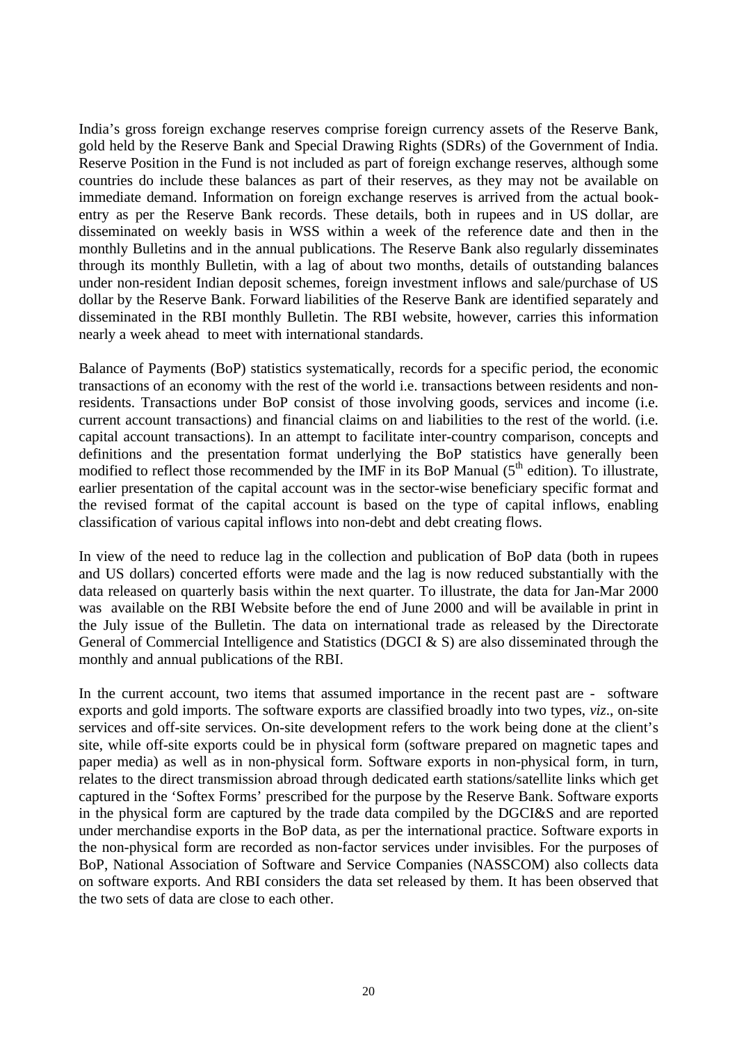India's gross foreign exchange reserves comprise foreign currency assets of the Reserve Bank, gold held by the Reserve Bank and Special Drawing Rights (SDRs) of the Government of India. Reserve Position in the Fund is not included as part of foreign exchange reserves, although some countries do include these balances as part of their reserves, as they may not be available on immediate demand. Information on foreign exchange reserves is arrived from the actual book-entry as per the Reserve Bank records. These details, both in rupees and in US dollar, are disseminated on weekly basis in WSS within a week of the reference date and then in the monthly Bulletins and in the annual publications. The Reserve Bank also regularly disseminates through its monthly Bulletin, with a lag of about two months, details of outstanding balances under non-resident Indian deposit schemes, foreign investment inflows and sale/purchase of US dollar by the Reserve Bank. Forward liabilities of the Reserve Bank are identified separately and disseminated in the RBI monthly Bulletin. The RBI website, however, carries this information nearly a week ahead to meet with international standards.

Balance of Payments (BoP) statistics systematically, records for a specific period, the economic transactions of an economy with the rest of the world i.e. transactions between residents and non-residents. Transactions under BoP consist of those involving goods, services and income (i.e. current account transactions) and financial claims on and liabilities to the rest of the world. (i.e. capital account transactions). In an attempt to facilitate inter-country comparison, concepts and definitions and the presentation format underlying the BoP statistics have generally been modified to reflect those recommended by the IMF in its BoP Manual (5th edition). To illustrate, earlier presentation of the capital account was in the sector-wise beneficiary specific format and the revised format of the capital account is based on the type of capital inflows, enabling classification of various capital inflows into non-debt and debt creating flows.

In view of the need to reduce lag in the collection and publication of BoP data (both in rupees and US dollars) concerted efforts were made and the lag is now reduced substantially with the data released on quarterly basis within the next quarter. To illustrate, the data for Jan-Mar 2000 was available on the RBI Website before the end of June 2000 and will be available in print in the July issue of the Bulletin. The data on international trade as released by the Directorate General of Commercial Intelligence and Statistics (DGCI & S) are also disseminated through the monthly and annual publications of the RBI.

In the current account, two items that assumed importance in the recent past are - software exports and gold imports. The software exports are classified broadly into two types, *viz*., on-site services and off-site services. On-site development refers to the work being done at the client's site, while off-site exports could be in physical form (software prepared on magnetic tapes and paper media) as well as in non-physical form. Software exports in non-physical form, in turn, relates to the direct transmission abroad through dedicated earth stations/satellite links which get captured in the 'Softex Forms' prescribed for the purpose by the Reserve Bank. Software exports in the physical form are captured by the trade data compiled by the DGCI&S and are reported under merchandise exports in the BoP data, as per the international practice. Software exports in the non-physical form are recorded as non-factor services under invisibles. For the purposes of BoP, National Association of Software and Service Companies (NASSCOM) also collects data on software exports. And RBI considers the data set released by them. It has been observed that the two sets of data are close to each other.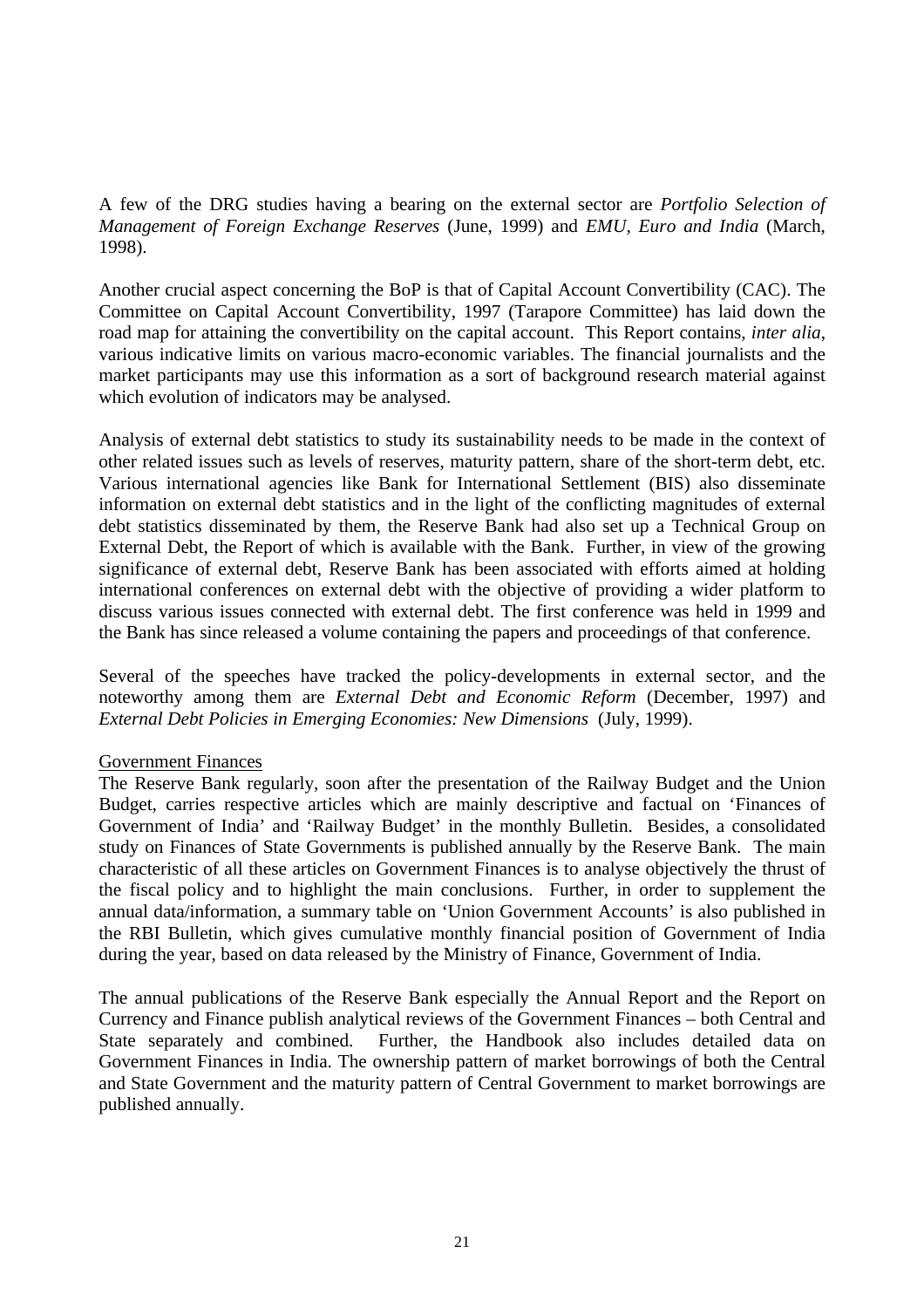A few of the DRG studies having a bearing on the external sector are *Portfolio Selection of Management of Foreign Exchange Reserves* (June, 1999) and *EMU, Euro and India* (March, 1998).

Another crucial aspect concerning the BoP is that of Capital Account Convertibility (CAC). The Committee on Capital Account Convertibility, 1997 (Tarapore Committee) has laid down the road map for attaining the convertibility on the capital account. This Report contains, *inter alia*, various indicative limits on various macro-economic variables. The financial journalists and the market participants may use this information as a sort of background research material against which evolution of indicators may be analysed.

Analysis of external debt statistics to study its sustainability needs to be made in the context of other related issues such as levels of reserves, maturity pattern, share of the short-term debt, etc. Various international agencies like Bank for International Settlement (BIS) also disseminate information on external debt statistics and in the light of the conflicting magnitudes of external debt statistics disseminated by them, the Reserve Bank had also set up a Technical Group on External Debt, the Report of which is available with the Bank. Further, in view of the growing significance of external debt, Reserve Bank has been associated with efforts aimed at holding international conferences on external debt with the objective of providing a wider platform to discuss various issues connected with external debt. The first conference was held in 1999 and the Bank has since released a volume containing the papers and proceedings of that conference.

Several of the speeches have tracked the policy-developments in external sector, and the noteworthy among them are *External Debt and Economic Reform* (December, 1997) and *External Debt Policies in Emerging Economies: New Dimensions* (July, 1999).

<u>Government Finances</u>

The Reserve Bank regularly, soon after the presentation of the Railway Budget and the Union Budget, carries respective articles which are mainly descriptive and factual on 'Finances of Government of India' and 'Railway Budget' in the monthly Bulletin. Besides, a consolidated study on Finances of State Governments is published annually by the Reserve Bank. The main characteristic of all these articles on Government Finances is to analyse objectively the thrust of the fiscal policy and to highlight the main conclusions. Further, in order to supplement the annual data/information, a summary table on 'Union Government Accounts' is also published in the RBI Bulletin, which gives cumulative monthly financial position of Government of India during the year, based on data released by the Ministry of Finance, Government of India.

The annual publications of the Reserve Bank especially the Annual Report and the Report on Currency and Finance publish analytical reviews of the Government Finances – both Central and State separately and combined. Further, the Handbook also includes detailed data on Government Finances in India. The ownership pattern of market borrowings of both the Central and State Government and the maturity pattern of Central Government to market borrowings are published annually.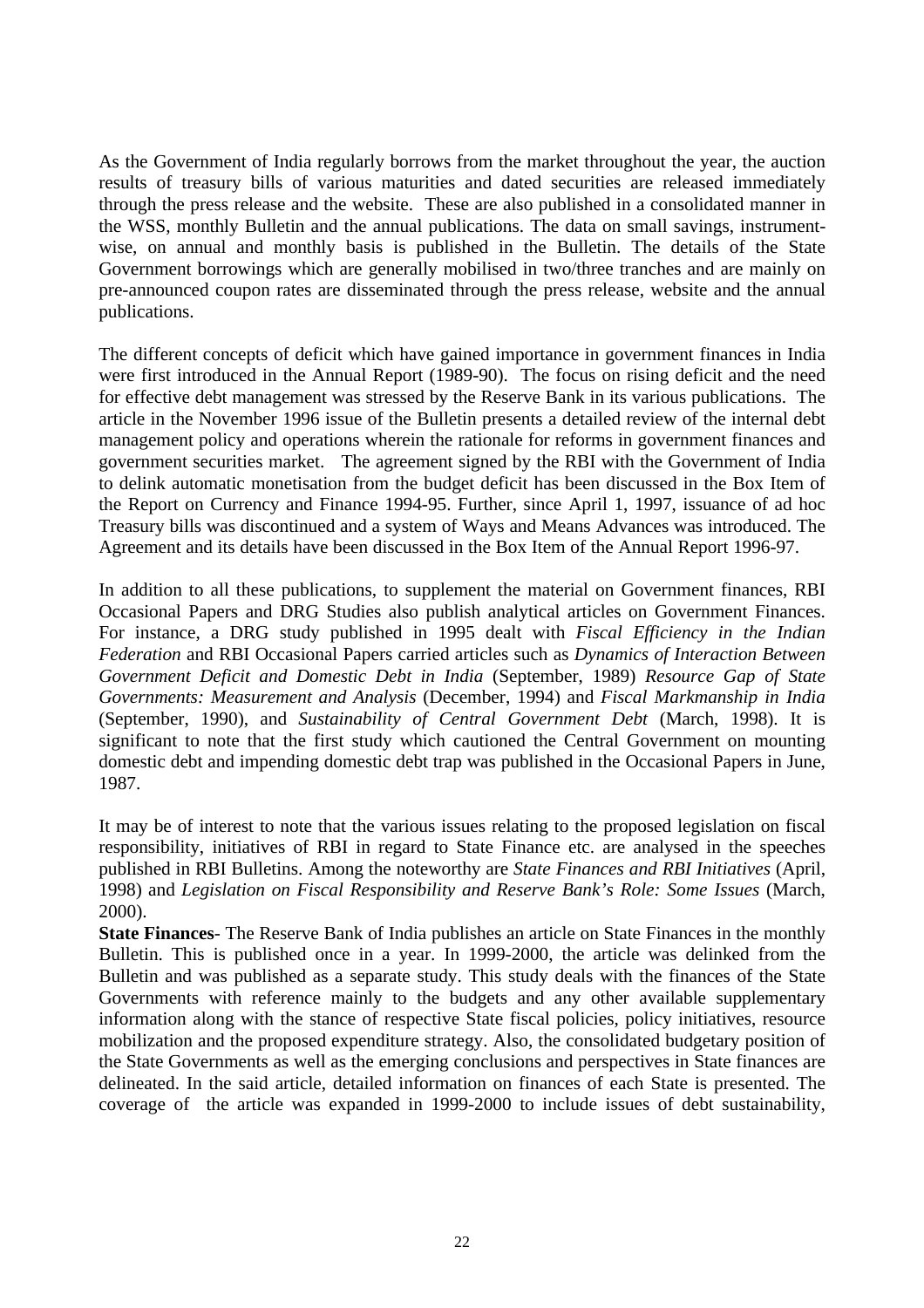As the Government of India regularly borrows from the market throughout the year, the auction results of treasury bills of various maturities and dated securities are released immediately through the press release and the website. These are also published in a consolidated manner in the WSS, monthly Bulletin and the annual publications. The data on small savings, instrument-wise, on annual and monthly basis is published in the Bulletin. The details of the State Government borrowings which are generally mobilised in two/three tranches and are mainly on pre-announced coupon rates are disseminated through the press release, website and the annual publications.

The different concepts of deficit which have gained importance in government finances in India were first introduced in the Annual Report (1989-90). The focus on rising deficit and the need for effective debt management was stressed by the Reserve Bank in its various publications. The article in the November 1996 issue of the Bulletin presents a detailed review of the internal debt management policy and operations wherein the rationale for reforms in government finances and government securities market. The agreement signed by the RBI with the Government of India to delink automatic monetisation from the budget deficit has been discussed in the Box Item of the Report on Currency and Finance 1994-95. Further, since April 1, 1997, issuance of ad hoc Treasury bills was discontinued and a system of Ways and Means Advances was introduced. The Agreement and its details have been discussed in the Box Item of the Annual Report 1996-97.

In addition to all these publications, to supplement the material on Government finances, RBI Occasional Papers and DRG Studies also publish analytical articles on Government Finances. For instance, a DRG study published in 1995 dealt with *Fiscal Efficiency in the Indian Federation* and RBI Occasional Papers carried articles such as *Dynamics of Interaction Between Government Deficit and Domestic Debt in India* (September, 1989) *Resource Gap of State Governments: Measurement and Analysis* (December, 1994) and *Fiscal Markmanship in India* (September, 1990), and *Sustainability of Central Government Debt* (March, 1998). It is significant to note that the first study which cautioned the Central Government on mounting domestic debt and impending domestic debt trap was published in the Occasional Papers in June, 1987.

It may be of interest to note that the various issues relating to the proposed legislation on fiscal responsibility, initiatives of RBI in regard to State Finance etc. are analysed in the speeches published in RBI Bulletins. Among the noteworthy are *State Finances and RBI Initiatives* (April, 1998) and *Legislation on Fiscal Responsibility and Reserve Bank's Role: Some Issues* (March, 2000).

**State Finances**- The Reserve Bank of India publishes an article on State Finances in the monthly Bulletin. This is published once in a year. In 1999-2000, the article was delinked from the Bulletin and was published as a separate study. This study deals with the finances of the State Governments with reference mainly to the budgets and any other available supplementary information along with the stance of respective State fiscal policies, policy initiatives, resource mobilization and the proposed expenditure strategy. Also, the consolidated budgetary position of the State Governments as well as the emerging conclusions and perspectives in State finances are delineated. In the said article, detailed information on finances of each State is presented. The coverage of the article was expanded in 1999-2000 to include issues of debt sustainability,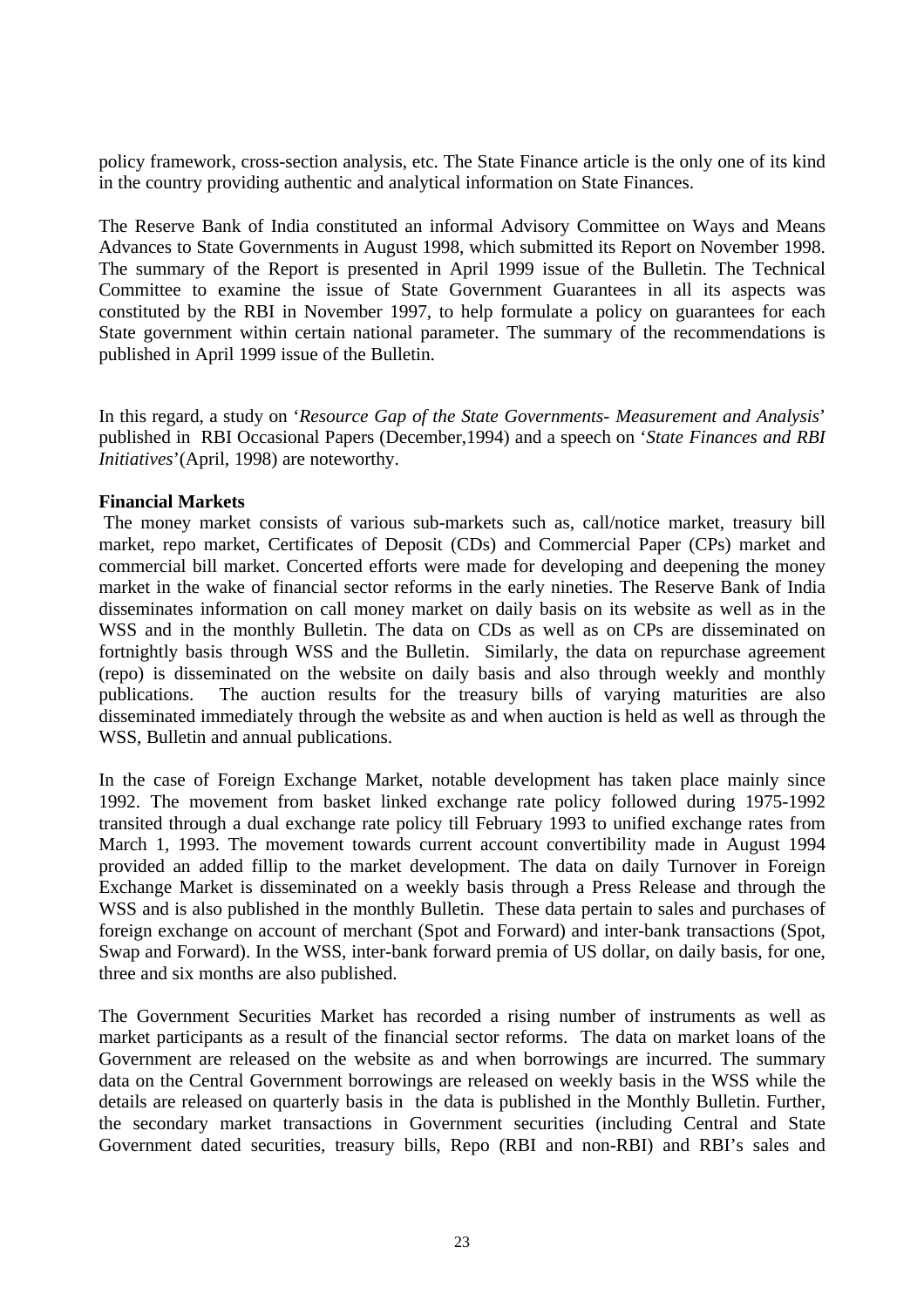policy framework, cross-section analysis, etc. The State Finance article is the only one of its kind in the country providing authentic and analytical information on State Finances.

The Reserve Bank of India constituted an informal Advisory Committee on Ways and Means Advances to State Governments in August 1998, which submitted its Report on November 1998. The summary of the Report is presented in April 1999 issue of the Bulletin. The Technical Committee to examine the issue of State Government Guarantees in all its aspects was constituted by the RBI in November 1997, to help formulate a policy on guarantees for each State government within certain national parameter. The summary of the recommendations is published in April 1999 issue of the Bulletin.

In this regard, a study on '*Resource Gap of the State Governments- Measurement and Analysis*' published in RBI Occasional Papers (December,1994) and a speech on '*State Finances and RBI Initiatives*'(April, 1998) are noteworthy.

**Financial Markets**

The money market consists of various sub-markets such as, call/notice market, treasury bill market, repo market, Certificates of Deposit (CDs) and Commercial Paper (CPs) market and commercial bill market. Concerted efforts were made for developing and deepening the money market in the wake of financial sector reforms in the early nineties. The Reserve Bank of India disseminates information on call money market on daily basis on its website as well as in the WSS and in the monthly Bulletin. The data on CDs as well as on CPs are disseminated on fortnightly basis through WSS and the Bulletin. Similarly, the data on repurchase agreement (repo) is disseminated on the website on daily basis and also through weekly and monthly publications. The auction results for the treasury bills of varying maturities are also disseminated immediately through the website as and when auction is held as well as through the WSS, Bulletin and annual publications.

In the case of Foreign Exchange Market, notable development has taken place mainly since 1992. The movement from basket linked exchange rate policy followed during 1975-1992 transited through a dual exchange rate policy till February 1993 to unified exchange rates from March 1, 1993. The movement towards current account convertibility made in August 1994 provided an added fillip to the market development. The data on daily Turnover in Foreign Exchange Market is disseminated on a weekly basis through a Press Release and through the WSS and is also published in the monthly Bulletin. These data pertain to sales and purchases of foreign exchange on account of merchant (Spot and Forward) and inter-bank transactions (Spot, Swap and Forward). In the WSS, inter-bank forward premia of US dollar, on daily basis, for one, three and six months are also published.

The Government Securities Market has recorded a rising number of instruments as well as market participants as a result of the financial sector reforms. The data on market loans of the Government are released on the website as and when borrowings are incurred. The summary data on the Central Government borrowings are released on weekly basis in the WSS while the details are released on quarterly basis in the data is published in the Monthly Bulletin. Further, the secondary market transactions in Government securities (including Central and State Government dated securities, treasury bills, Repo (RBI and non-RBI) and RBI's sales and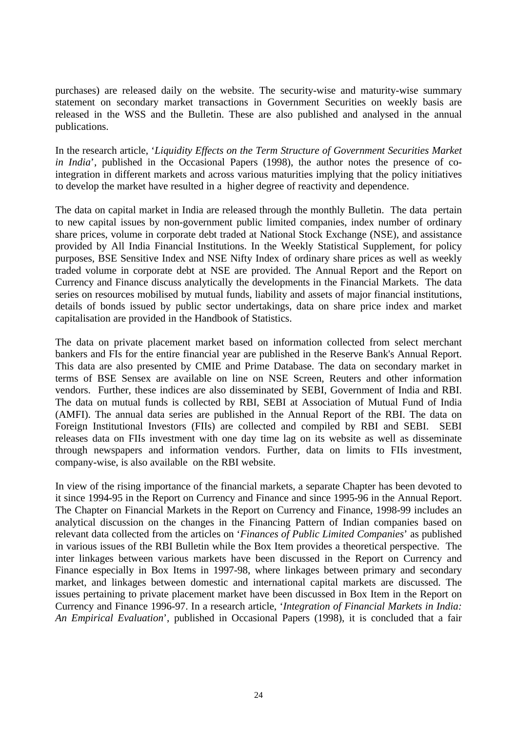purchases) are released daily on the website. The security-wise and maturity-wise summary statement on secondary market transactions in Government Securities on weekly basis are released in the WSS and the Bulletin. These are also published and analysed in the annual publications.

In the research article, '*Liquidity Effects on the Term Structure of Government Securities Market in India*', published in the Occasional Papers (1998), the author notes the presence of co-integration in different markets and across various maturities implying that the policy initiatives to develop the market have resulted in a higher degree of reactivity and dependence.

The data on capital market in India are released through the monthly Bulletin. The data pertain to new capital issues by non-government public limited companies, index number of ordinary share prices, volume in corporate debt traded at National Stock Exchange (NSE), and assistance provided by All India Financial Institutions. In the Weekly Statistical Supplement, for policy purposes, BSE Sensitive Index and NSE Nifty Index of ordinary share prices as well as weekly traded volume in corporate debt at NSE are provided. The Annual Report and the Report on Currency and Finance discuss analytically the developments in the Financial Markets. The data series on resources mobilised by mutual funds, liability and assets of major financial institutions, details of bonds issued by public sector undertakings, data on share price index and market capitalisation are provided in the Handbook of Statistics.

The data on private placement market based on information collected from select merchant bankers and FIs for the entire financial year are published in the Reserve Bank's Annual Report. This data are also presented by CMIE and Prime Database. The data on secondary market in terms of BSE Sensex are available on line on NSE Screen, Reuters and other information vendors. Further, these indices are also disseminated by SEBI, Government of India and RBI. The data on mutual funds is collected by RBI, SEBI at Association of Mutual Fund of India (AMFI). The annual data series are published in the Annual Report of the RBI. The data on Foreign Institutional Investors (FIIs) are collected and compiled by RBI and SEBI. SEBI releases data on FIIs investment with one day time lag on its website as well as disseminate through newspapers and information vendors. Further, data on limits to FIIs investment, company-wise, is also available on the RBI website.

In view of the rising importance of the financial markets, a separate Chapter has been devoted to it since 1994-95 in the Report on Currency and Finance and since 1995-96 in the Annual Report. The Chapter on Financial Markets in the Report on Currency and Finance, 1998-99 includes an analytical discussion on the changes in the Financing Pattern of Indian companies based on relevant data collected from the articles on '*Finances of Public Limited Companies*' as published in various issues of the RBI Bulletin while the Box Item provides a theoretical perspective. The inter linkages between various markets have been discussed in the Report on Currency and Finance especially in Box Items in 1997-98, where linkages between primary and secondary market, and linkages between domestic and international capital markets are discussed. The issues pertaining to private placement market have been discussed in Box Item in the Report on Currency and Finance 1996-97. In a research article, '*Integration of Financial Markets in India: An Empirical Evaluation*', published in Occasional Papers (1998), it is concluded that a fair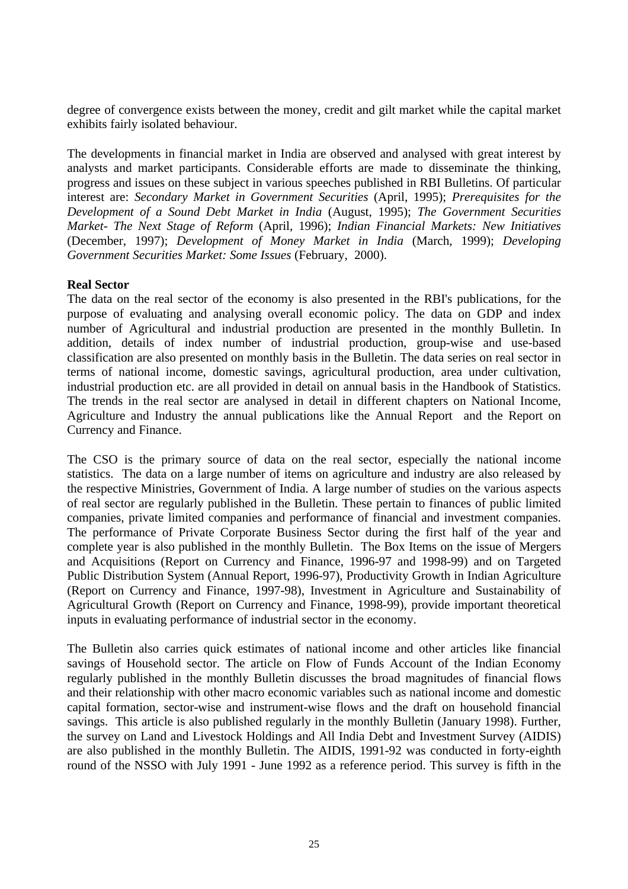degree of convergence exists between the money, credit and gilt market while the capital market exhibits fairly isolated behaviour.

The developments in financial market in India are observed and analysed with great interest by analysts and market participants. Considerable efforts are made to disseminate the thinking, progress and issues on these subject in various speeches published in RBI Bulletins. Of particular interest are: *Secondary Market in Government Securities* (April, 1995); *Prerequisites for the Development of a Sound Debt Market in India* (August, 1995); *The Government Securities Market- The Next Stage of Reform* (April, 1996); *Indian Financial Markets: New Initiatives* (December, 1997); *Development of Money Market in India* (March, 1999); *Developing Government Securities Market: Some Issues* (February, 2000).

**Real Sector**

The data on the real sector of the economy is also presented in the RBI's publications, for the purpose of evaluating and analysing overall economic policy. The data on GDP and index number of Agricultural and industrial production are presented in the monthly Bulletin. In addition, details of index number of industrial production, group-wise and use-based classification are also presented on monthly basis in the Bulletin. The data series on real sector in terms of national income, domestic savings, agricultural production, area under cultivation, industrial production etc. are all provided in detail on annual basis in the Handbook of Statistics. The trends in the real sector are analysed in detail in different chapters on National Income, Agriculture and Industry the annual publications like the Annual Report and the Report on Currency and Finance.

The CSO is the primary source of data on the real sector, especially the national income statistics. The data on a large number of items on agriculture and industry are also released by the respective Ministries, Government of India. A large number of studies on the various aspects of real sector are regularly published in the Bulletin. These pertain to finances of public limited companies, private limited companies and performance of financial and investment companies. The performance of Private Corporate Business Sector during the first half of the year and complete year is also published in the monthly Bulletin. The Box Items on the issue of Mergers and Acquisitions (Report on Currency and Finance, 1996-97 and 1998-99) and on Targeted Public Distribution System (Annual Report, 1996-97), Productivity Growth in Indian Agriculture (Report on Currency and Finance, 1997-98), Investment in Agriculture and Sustainability of Agricultural Growth (Report on Currency and Finance, 1998-99), provide important theoretical inputs in evaluating performance of industrial sector in the economy.

The Bulletin also carries quick estimates of national income and other articles like financial savings of Household sector. The article on Flow of Funds Account of the Indian Economy regularly published in the monthly Bulletin discusses the broad magnitudes of financial flows and their relationship with other macro economic variables such as national income and domestic capital formation, sector-wise and instrument-wise flows and the draft on household financial savings. This article is also published regularly in the monthly Bulletin (January 1998). Further, the survey on Land and Livestock Holdings and All India Debt and Investment Survey (AIDIS) are also published in the monthly Bulletin. The AIDIS, 1991-92 was conducted in forty-eighth round of the NSSO with July 1991 - June 1992 as a reference period. This survey is fifth in the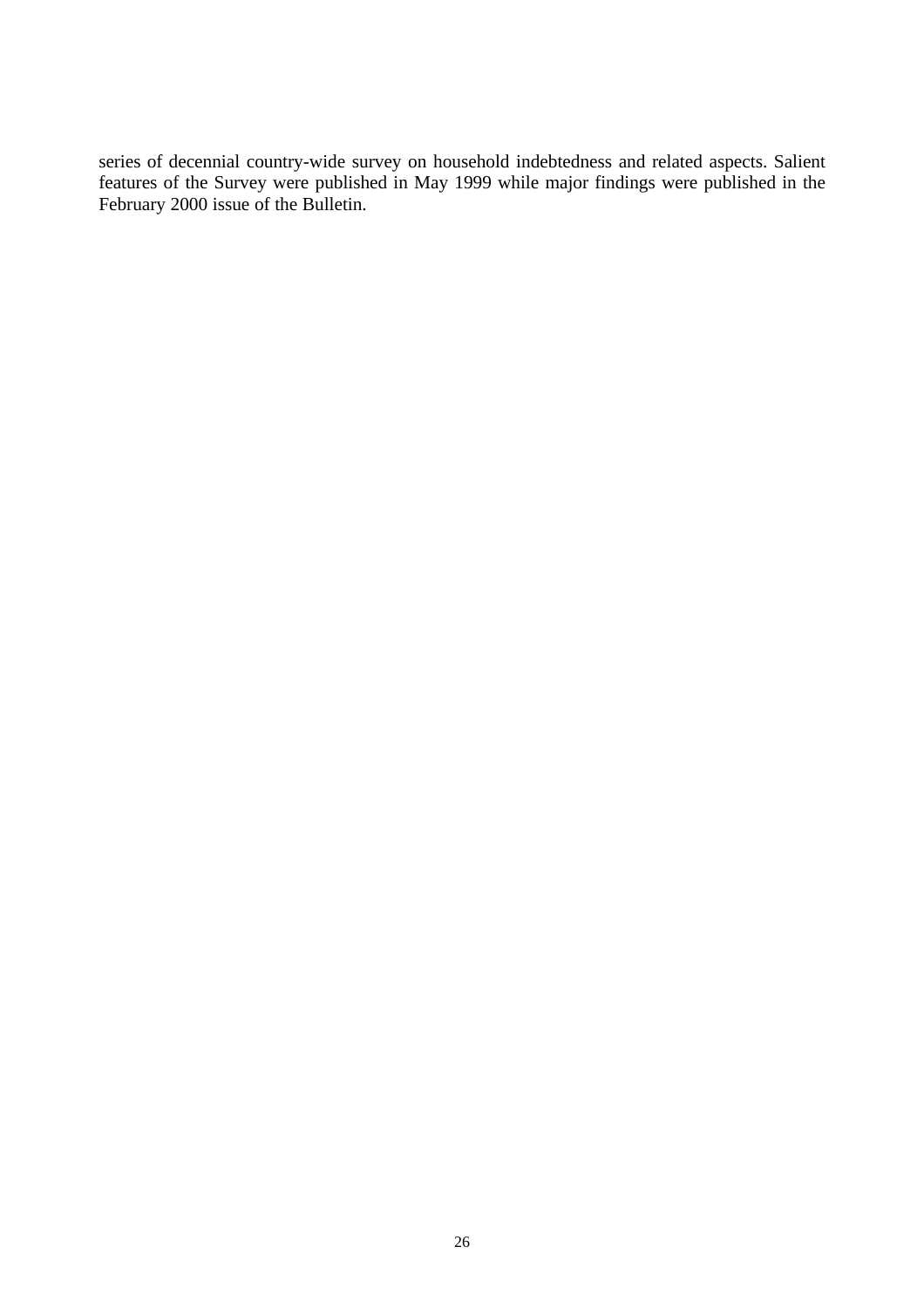series of decennial country-wide survey on household indebtedness and related aspects. Salient features of the Survey were published in May 1999 while major findings were published in the February 2000 issue of the Bulletin.